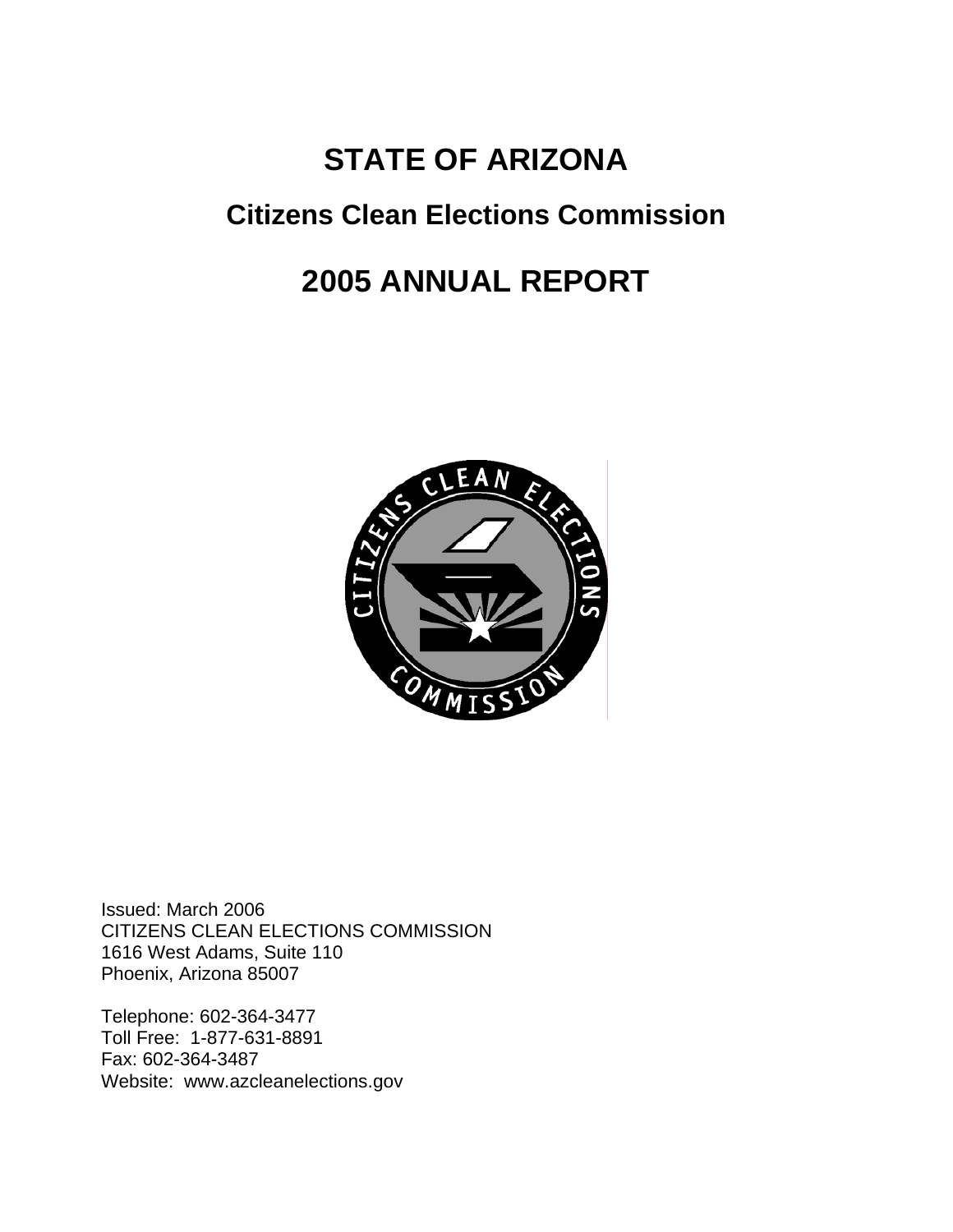# STATE OF ARIZONA

## Citizens Clean Elections Commission

# 2005 ANNUAL REPORT

Issued: March 2006
CITIZENS CLEAN ELECTIONS COMMISSION
1616 West Adams, Suite 110
Phoenix, Arizona 85007

Telephone: 602-364-3477
Toll Free: 1-877-631-8891
Fax: 602-364-3487
Website: www.azcleanelections.gov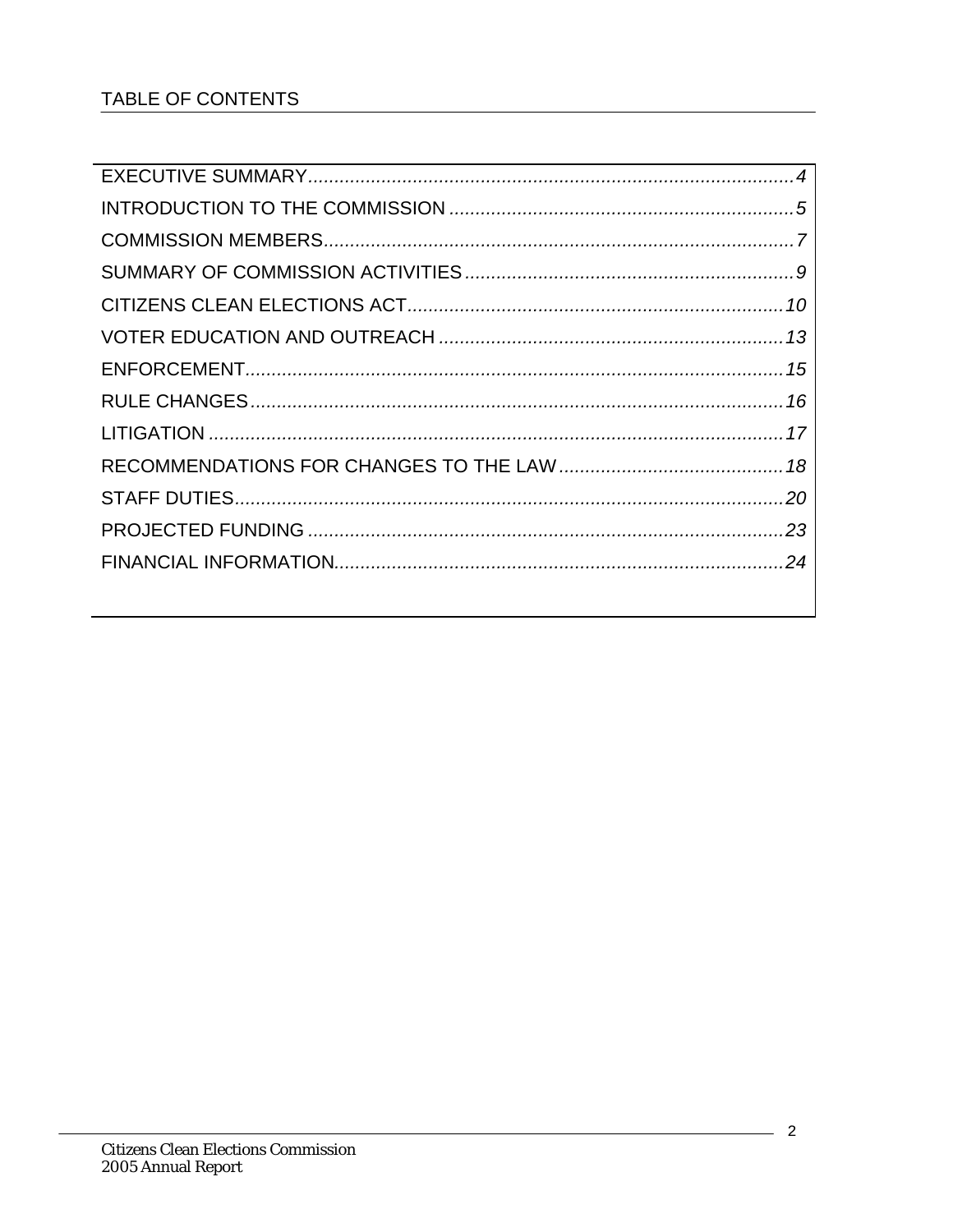## TABLE OF CONTENTS

| | |
|---|---|
| EXECUTIVE SUMMARY | 4 |
| INTRODUCTION TO THE COMMISSION | 5 |
| COMMISSION MEMBERS | 7 |
| SUMMARY OF COMMISSION ACTIVITIES | 9 |
| CITIZENS CLEAN ELECTIONS ACT | 10 |
| VOTER EDUCATION AND OUTREACH | 13 |
| ENFORCEMENT | 15 |
| RULE CHANGES | 16 |
| LITIGATION | 17 |
| RECOMMENDATIONS FOR CHANGES TO THE LAW | 18 |
| STAFF DUTIES | 20 |
| PROJECTED FUNDING | 23 |
| FINANCIAL INFORMATION | 24 |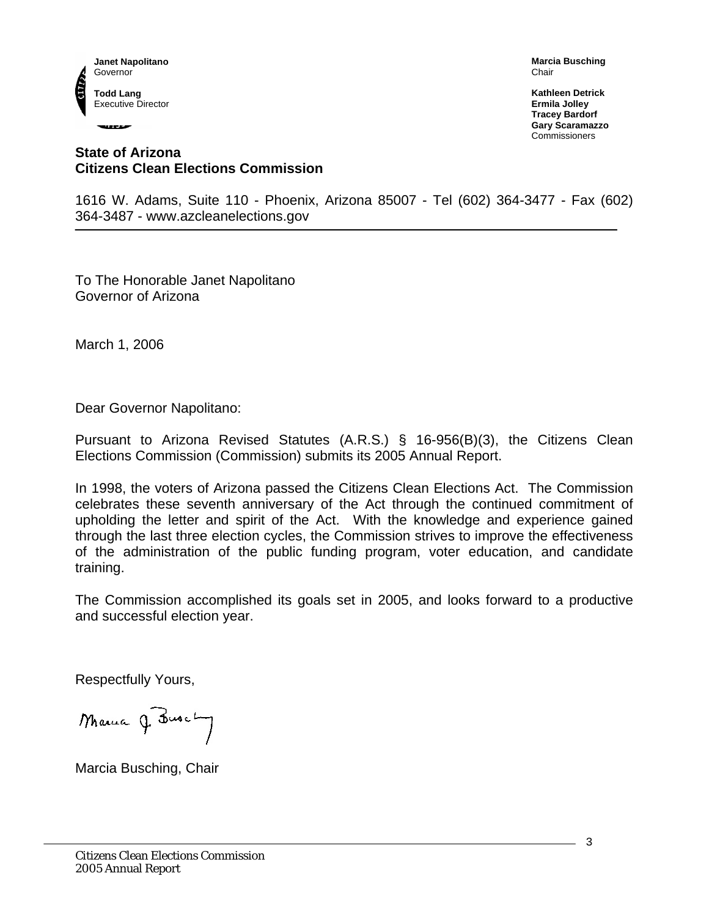**Janet Napolitano**
Governor

**Todd Lang**
Executive Director

**Marcia Busching**
Chair

**Kathleen Detrick**
**Ermila Jolley**
**Tracey Bardorf**
**Gary Scaramazzo**
Commissioners

**State of Arizona**
**Citizens Clean Elections Commission**

1616 W. Adams, Suite 110 - Phoenix, Arizona 85007 - Tel (602) 364-3477 - Fax (602) 364-3487 - www.azcleanelections.gov

---

To The Honorable Janet Napolitano
Governor of Arizona

March 1, 2006

Dear Governor Napolitano:

Pursuant to Arizona Revised Statutes (A.R.S.) § 16-956(B)(3), the Citizens Clean Elections Commission (Commission) submits its 2005 Annual Report.

In 1998, the voters of Arizona passed the Citizens Clean Elections Act. The Commission celebrates these seventh anniversary of the Act through the continued commitment of upholding the letter and spirit of the Act. With the knowledge and experience gained through the last three election cycles, the Commission strives to improve the effectiveness of the administration of the public funding program, voter education, and candidate training.

The Commission accomplished its goals set in 2005, and looks forward to a productive and successful election year.

Respectfully Yours,

Marcia Busching, Chair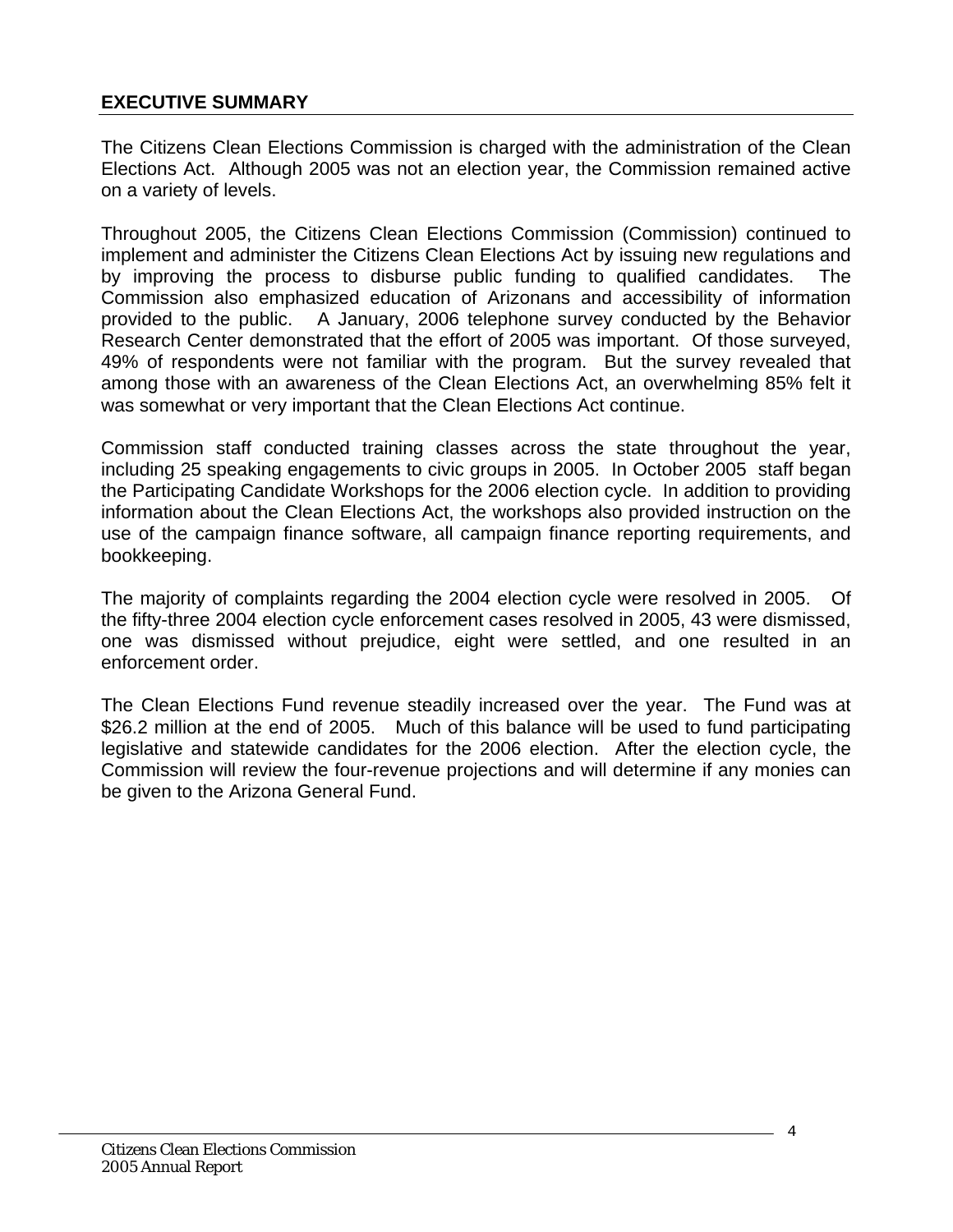## EXECUTIVE SUMMARY

The Citizens Clean Elections Commission is charged with the administration of the Clean Elections Act. Although 2005 was not an election year, the Commission remained active on a variety of levels.

Throughout 2005, the Citizens Clean Elections Commission (Commission) continued to implement and administer the Citizens Clean Elections Act by issuing new regulations and by improving the process to disburse public funding to qualified candidates. The Commission also emphasized education of Arizonans and accessibility of information provided to the public. A January, 2006 telephone survey conducted by the Behavior Research Center demonstrated that the effort of 2005 was important. Of those surveyed, 49% of respondents were not familiar with the program. But the survey revealed that among those with an awareness of the Clean Elections Act, an overwhelming 85% felt it was somewhat or very important that the Clean Elections Act continue.

Commission staff conducted training classes across the state throughout the year, including 25 speaking engagements to civic groups in 2005. In October 2005 staff began the Participating Candidate Workshops for the 2006 election cycle. In addition to providing information about the Clean Elections Act, the workshops also provided instruction on the use of the campaign finance software, all campaign finance reporting requirements, and bookkeeping.

The majority of complaints regarding the 2004 election cycle were resolved in 2005. Of the fifty-three 2004 election cycle enforcement cases resolved in 2005, 43 were dismissed, one was dismissed without prejudice, eight were settled, and one resulted in an enforcement order.

The Clean Elections Fund revenue steadily increased over the year. The Fund was at \$26.2 million at the end of 2005. Much of this balance will be used to fund participating legislative and statewide candidates for the 2006 election. After the election cycle, the Commission will review the four-revenue projections and will determine if any monies can be given to the Arizona General Fund.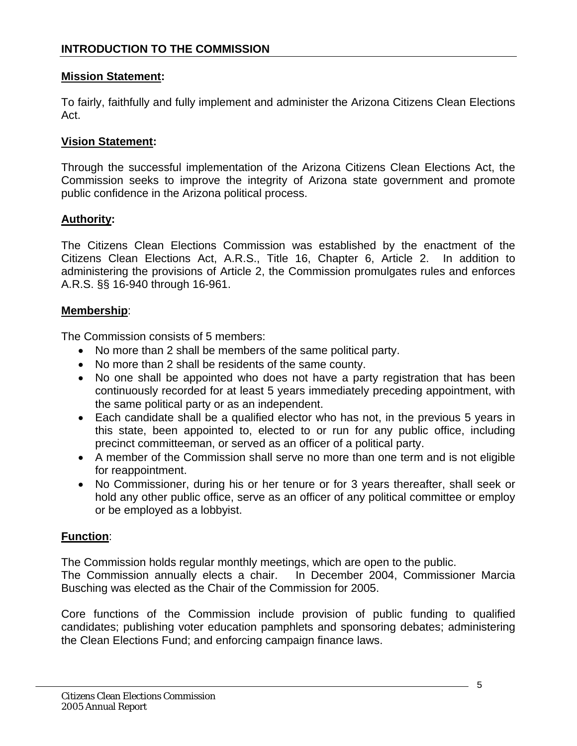## INTRODUCTION TO THE COMMISSION

### Mission Statement:

To fairly, faithfully and fully implement and administer the Arizona Citizens Clean Elections Act.

### Vision Statement:

Through the successful implementation of the Arizona Citizens Clean Elections Act, the Commission seeks to improve the integrity of Arizona state government and promote public confidence in the Arizona political process.

### Authority:

The Citizens Clean Elections Commission was established by the enactment of the Citizens Clean Elections Act, A.R.S., Title 16, Chapter 6, Article 2. In addition to administering the provisions of Article 2, the Commission promulgates rules and enforces A.R.S. §§ 16-940 through 16-961.

### Membership:

The Commission consists of 5 members:

- No more than 2 shall be members of the same political party.
- No more than 2 shall be residents of the same county.
- No one shall be appointed who does not have a party registration that has been continuously recorded for at least 5 years immediately preceding appointment, with the same political party or as an independent.
- Each candidate shall be a qualified elector who has not, in the previous 5 years in this state, been appointed to, elected to or run for any public office, including precinct committeeman, or served as an officer of a political party.
- A member of the Commission shall serve no more than one term and is not eligible for reappointment.
- No Commissioner, during his or her tenure or for 3 years thereafter, shall seek or hold any other public office, serve as an officer of any political committee or employ or be employed as a lobbyist.

### Function:

The Commission holds regular monthly meetings, which are open to the public.
The Commission annually elects a chair. In December 2004, Commissioner Marcia Busching was elected as the Chair of the Commission for 2005.

Core functions of the Commission include provision of public funding to qualified candidates; publishing voter education pamphlets and sponsoring debates; administering the Clean Elections Fund; and enforcing campaign finance laws.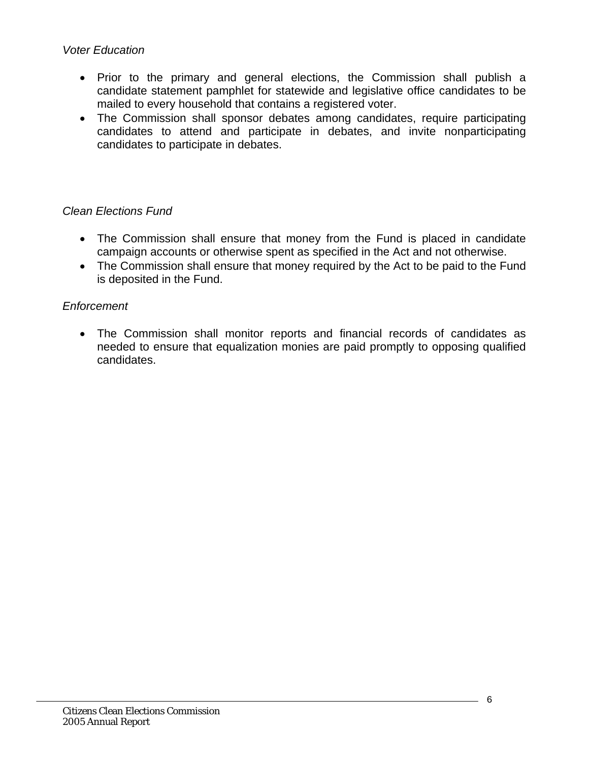*Voter Education*

- Prior to the primary and general elections, the Commission shall publish a candidate statement pamphlet for statewide and legislative office candidates to be mailed to every household that contains a registered voter.
- The Commission shall sponsor debates among candidates, require participating candidates to attend and participate in debates, and invite nonparticipating candidates to participate in debates.

*Clean Elections Fund*

- The Commission shall ensure that money from the Fund is placed in candidate campaign accounts or otherwise spent as specified in the Act and not otherwise.
- The Commission shall ensure that money required by the Act to be paid to the Fund is deposited in the Fund.

*Enforcement*

- The Commission shall monitor reports and financial records of candidates as needed to ensure that equalization monies are paid promptly to opposing qualified candidates.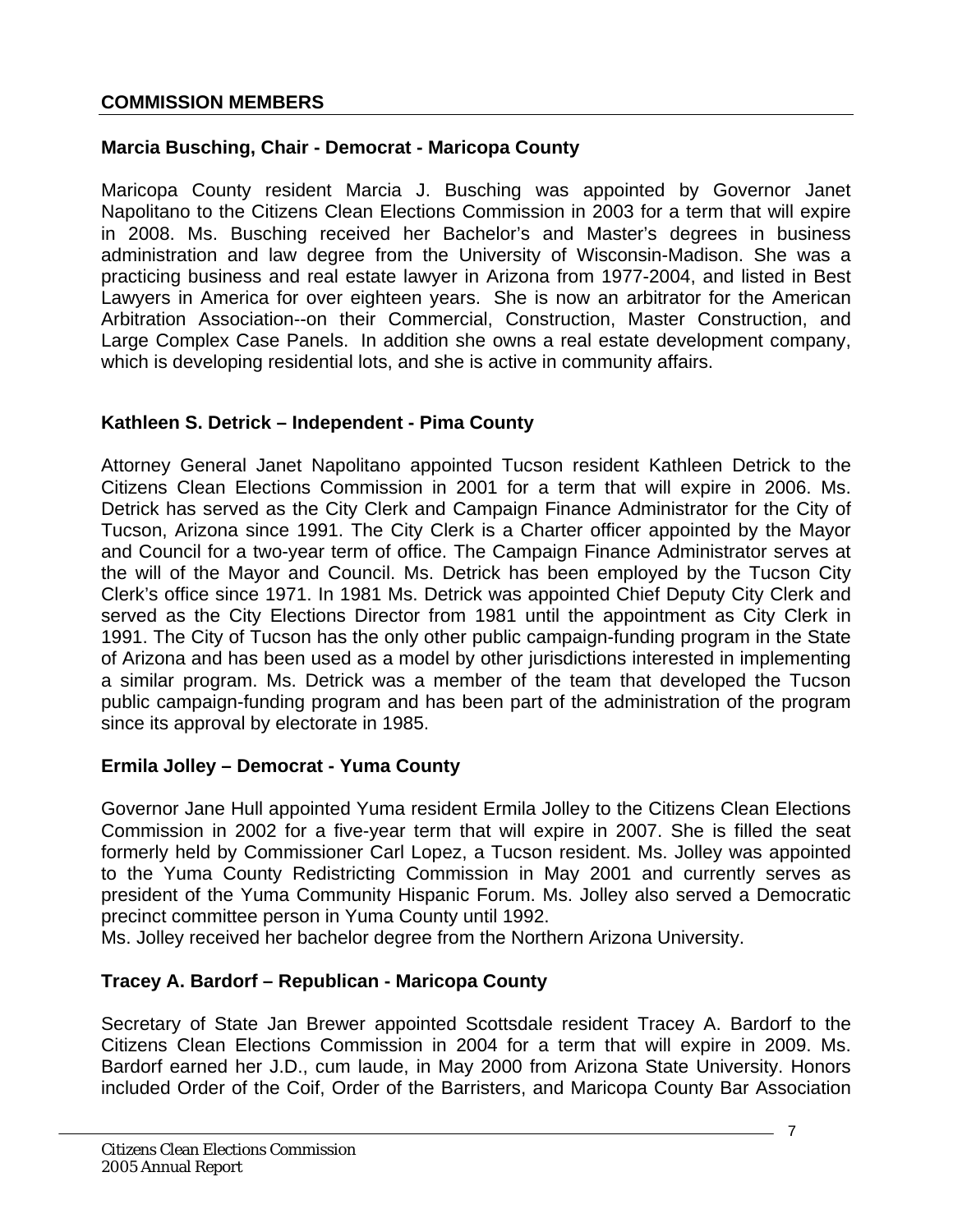## COMMISSION MEMBERS

### Marcia Busching, Chair - Democrat - Maricopa County

Maricopa County resident Marcia J. Busching was appointed by Governor Janet Napolitano to the Citizens Clean Elections Commission in 2003 for a term that will expire in 2008. Ms. Busching received her Bachelor's and Master's degrees in business administration and law degree from the University of Wisconsin-Madison. She was a practicing business and real estate lawyer in Arizona from 1977-2004, and listed in Best Lawyers in America for over eighteen years. She is now an arbitrator for the American Arbitration Association--on their Commercial, Construction, Master Construction, and Large Complex Case Panels. In addition she owns a real estate development company, which is developing residential lots, and she is active in community affairs.

### Kathleen S. Detrick – Independent - Pima County

Attorney General Janet Napolitano appointed Tucson resident Kathleen Detrick to the Citizens Clean Elections Commission in 2001 for a term that will expire in 2006. Ms. Detrick has served as the City Clerk and Campaign Finance Administrator for the City of Tucson, Arizona since 1991. The City Clerk is a Charter officer appointed by the Mayor and Council for a two-year term of office. The Campaign Finance Administrator serves at the will of the Mayor and Council. Ms. Detrick has been employed by the Tucson City Clerk's office since 1971. In 1981 Ms. Detrick was appointed Chief Deputy City Clerk and served as the City Elections Director from 1981 until the appointment as City Clerk in 1991. The City of Tucson has the only other public campaign-funding program in the State of Arizona and has been used as a model by other jurisdictions interested in implementing a similar program. Ms. Detrick was a member of the team that developed the Tucson public campaign-funding program and has been part of the administration of the program since its approval by electorate in 1985.

### Ermila Jolley – Democrat - Yuma County

Governor Jane Hull appointed Yuma resident Ermila Jolley to the Citizens Clean Elections Commission in 2002 for a five-year term that will expire in 2007. She is filled the seat formerly held by Commissioner Carl Lopez, a Tucson resident. Ms. Jolley was appointed to the Yuma County Redistricting Commission in May 2001 and currently serves as president of the Yuma Community Hispanic Forum. Ms. Jolley also served a Democratic precinct committee person in Yuma County until 1992.
Ms. Jolley received her bachelor degree from the Northern Arizona University.

### Tracey A. Bardorf – Republican - Maricopa County

Secretary of State Jan Brewer appointed Scottsdale resident Tracey A. Bardorf to the Citizens Clean Elections Commission in 2004 for a term that will expire in 2009. Ms. Bardorf earned her J.D., cum laude, in May 2000 from Arizona State University. Honors included Order of the Coif, Order of the Barristers, and Maricopa County Bar Association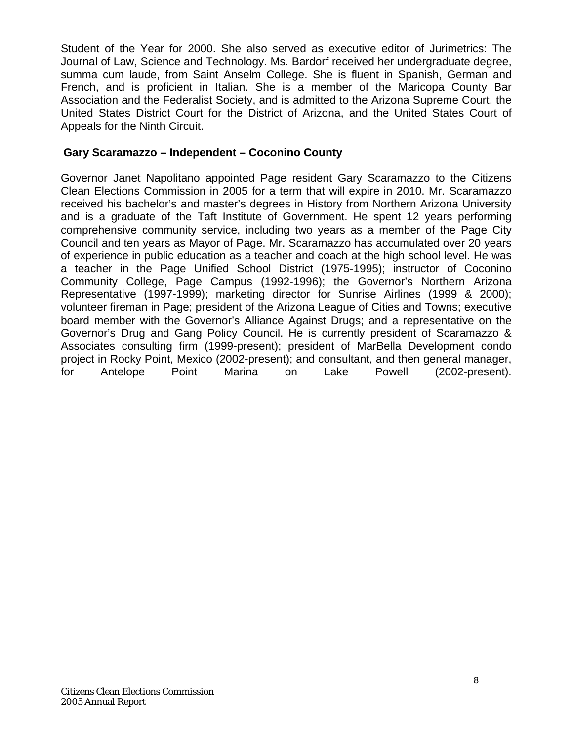Student of the Year for 2000. She also served as executive editor of Jurimetrics: The Journal of Law, Science and Technology. Ms. Bardorf received her undergraduate degree, summa cum laude, from Saint Anselm College. She is fluent in Spanish, German and French, and is proficient in Italian. She is a member of the Maricopa County Bar Association and the Federalist Society, and is admitted to the Arizona Supreme Court, the United States District Court for the District of Arizona, and the United States Court of Appeals for the Ninth Circuit.

**Gary Scaramazzo – Independent – Coconino County**

Governor Janet Napolitano appointed Page resident Gary Scaramazzo to the Citizens Clean Elections Commission in 2005 for a term that will expire in 2010. Mr. Scaramazzo received his bachelor's and master's degrees in History from Northern Arizona University and is a graduate of the Taft Institute of Government. He spent 12 years performing comprehensive community service, including two years as a member of the Page City Council and ten years as Mayor of Page. Mr. Scaramazzo has accumulated over 20 years of experience in public education as a teacher and coach at the high school level. He was a teacher in the Page Unified School District (1975-1995); instructor of Coconino Community College, Page Campus (1992-1996); the Governor's Northern Arizona Representative (1997-1999); marketing director for Sunrise Airlines (1999 & 2000); volunteer fireman in Page; president of the Arizona League of Cities and Towns; executive board member with the Governor's Alliance Against Drugs; and a representative on the Governor's Drug and Gang Policy Council. He is currently president of Scaramazzo & Associates consulting firm (1999-present); president of MarBella Development condo project in Rocky Point, Mexico (2002-present); and consultant, and then general manager, for Antelope Point Marina on Lake Powell (2002-present).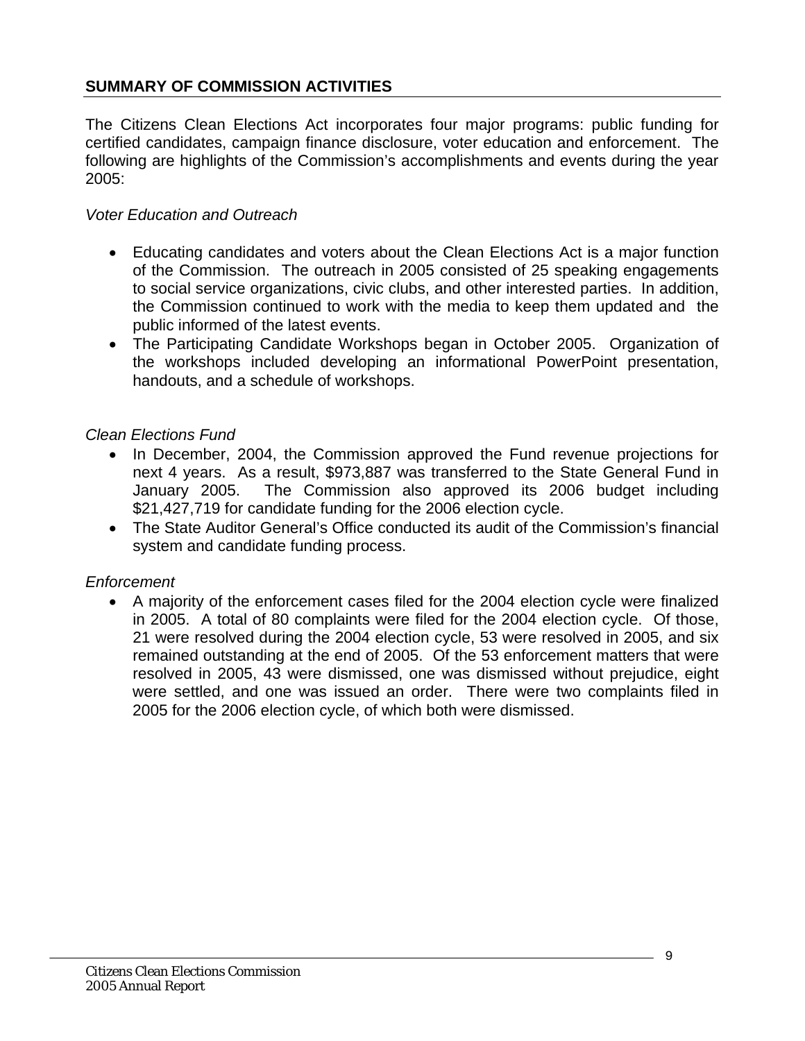## SUMMARY OF COMMISSION ACTIVITIES

The Citizens Clean Elections Act incorporates four major programs: public funding for certified candidates, campaign finance disclosure, voter education and enforcement. The following are highlights of the Commission's accomplishments and events during the year 2005:

*Voter Education and Outreach*

- Educating candidates and voters about the Clean Elections Act is a major function of the Commission. The outreach in 2005 consisted of 25 speaking engagements to social service organizations, civic clubs, and other interested parties. In addition, the Commission continued to work with the media to keep them updated and the public informed of the latest events.
- The Participating Candidate Workshops began in October 2005. Organization of the workshops included developing an informational PowerPoint presentation, handouts, and a schedule of workshops.

*Clean Elections Fund*

- In December, 2004, the Commission approved the Fund revenue projections for next 4 years. As a result, $973,887 was transferred to the State General Fund in January 2005. The Commission also approved its 2006 budget including $21,427,719 for candidate funding for the 2006 election cycle.
- The State Auditor General's Office conducted its audit of the Commission's financial system and candidate funding process.

*Enforcement*

- A majority of the enforcement cases filed for the 2004 election cycle were finalized in 2005. A total of 80 complaints were filed for the 2004 election cycle. Of those, 21 were resolved during the 2004 election cycle, 53 were resolved in 2005, and six remained outstanding at the end of 2005. Of the 53 enforcement matters that were resolved in 2005, 43 were dismissed, one was dismissed without prejudice, eight were settled, and one was issued an order. There were two complaints filed in 2005 for the 2006 election cycle, of which both were dismissed.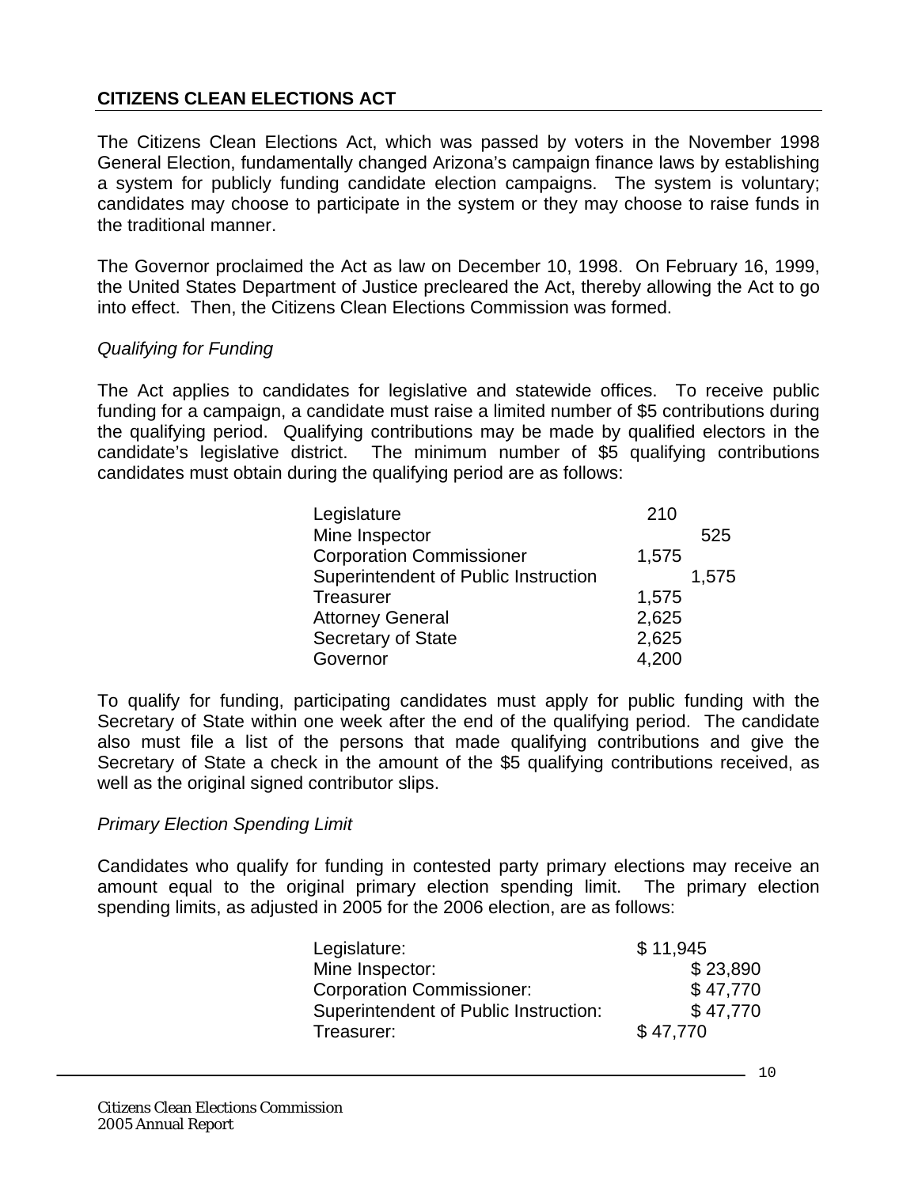## CITIZENS CLEAN ELECTIONS ACT

The Citizens Clean Elections Act, which was passed by voters in the November 1998 General Election, fundamentally changed Arizona's campaign finance laws by establishing a system for publicly funding candidate election campaigns. The system is voluntary; candidates may choose to participate in the system or they may choose to raise funds in the traditional manner.

The Governor proclaimed the Act as law on December 10, 1998. On February 16, 1999, the United States Department of Justice precleared the Act, thereby allowing the Act to go into effect. Then, the Citizens Clean Elections Commission was formed.

### *Qualifying for Funding*

The Act applies to candidates for legislative and statewide offices. To receive public funding for a campaign, a candidate must raise a limited number of $5 contributions during the qualifying period. Qualifying contributions may be made by qualified electors in the candidate's legislative district. The minimum number of $5 qualifying contributions candidates must obtain during the qualifying period are as follows:

| Office | Contributions |
|---|---|
| Legislature | 210 |
| Mine Inspector | 525 |
| Corporation Commissioner | 1,575 |
| Superintendent of Public Instruction | 1,575 |
| Treasurer | 1,575 |
| Attorney General | 2,625 |
| Secretary of State | 2,625 |
| Governor | 4,200 |

To qualify for funding, participating candidates must apply for public funding with the Secretary of State within one week after the end of the qualifying period. The candidate also must file a list of the persons that made qualifying contributions and give the Secretary of State a check in the amount of the $5 qualifying contributions received, as well as the original signed contributor slips.

### *Primary Election Spending Limit*

Candidates who qualify for funding in contested party primary elections may receive an amount equal to the original primary election spending limit. The primary election spending limits, as adjusted in 2005 for the 2006 election, are as follows:

| Office | Limit |
|---|---|
| Legislature: | $ 11,945 |
| Mine Inspector: | $ 23,890 |
| Corporation Commissioner: | $ 47,770 |
| Superintendent of Public Instruction: | $ 47,770 |
| Treasurer: | $ 47,770 |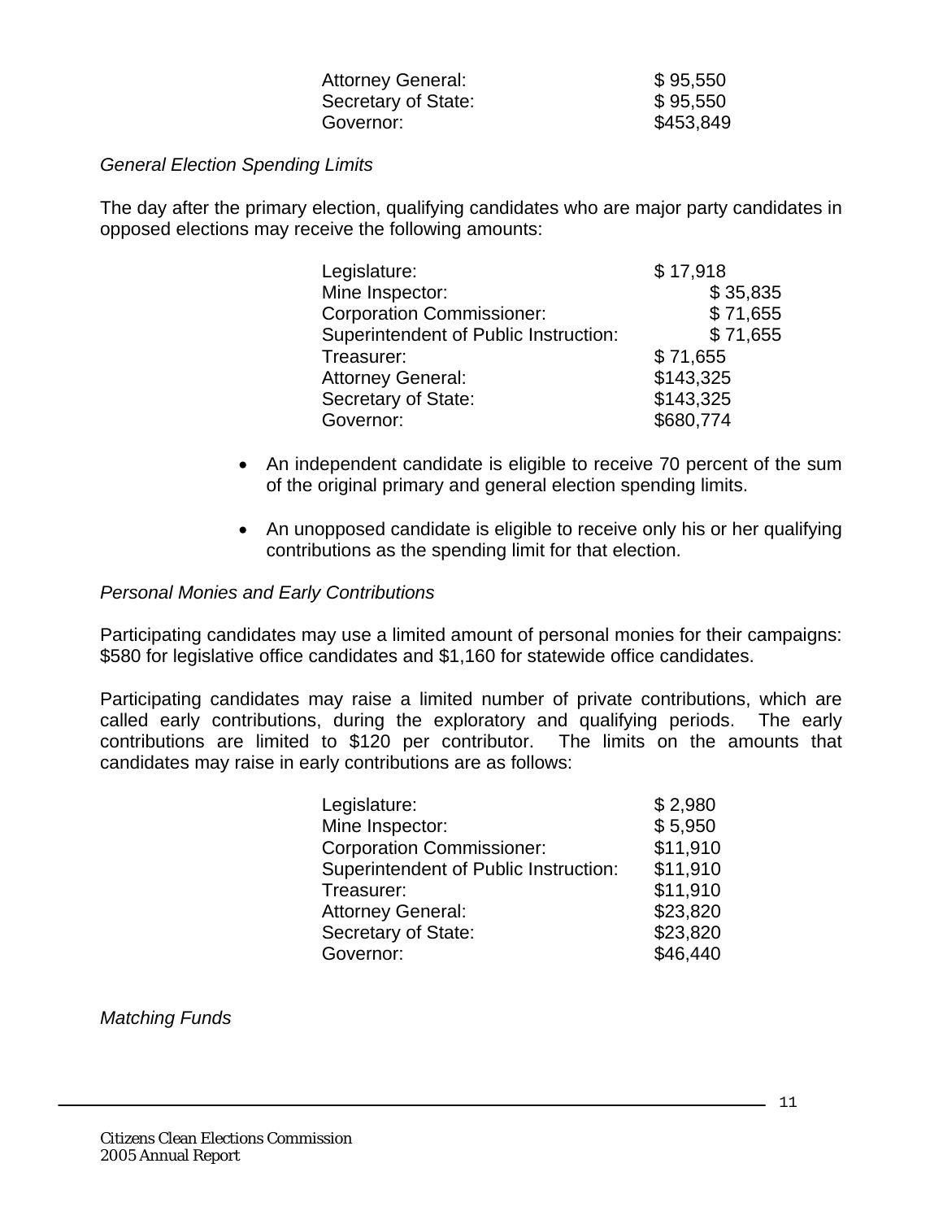| | |
|---|---|
| Attorney General: | $ 95,550 |
| Secretary of State: | $ 95,550 |
| Governor: | $453,849 |

*General Election Spending Limits*

The day after the primary election, qualifying candidates who are major party candidates in opposed elections may receive the following amounts:

| | |
|---|---|
| Legislature: | $ 17,918 |
| Mine Inspector: | $ 35,835 |
| Corporation Commissioner: | $ 71,655 |
| Superintendent of Public Instruction: | $ 71,655 |
| Treasurer: | $ 71,655 |
| Attorney General: | $143,325 |
| Secretary of State: | $143,325 |
| Governor: | $680,774 |

- An independent candidate is eligible to receive 70 percent of the sum of the original primary and general election spending limits.
- An unopposed candidate is eligible to receive only his or her qualifying contributions as the spending limit for that election.

*Personal Monies and Early Contributions*

Participating candidates may use a limited amount of personal monies for their campaigns: $580 for legislative office candidates and $1,160 for statewide office candidates.

Participating candidates may raise a limited number of private contributions, which are called early contributions, during the exploratory and qualifying periods. The early contributions are limited to $120 per contributor. The limits on the amounts that candidates may raise in early contributions are as follows:

| | |
|---|---|
| Legislature: | $ 2,980 |
| Mine Inspector: | $ 5,950 |
| Corporation Commissioner: | $11,910 |
| Superintendent of Public Instruction: | $11,910 |
| Treasurer: | $11,910 |
| Attorney General: | $23,820 |
| Secretary of State: | $23,820 |
| Governor: | $46,440 |

*Matching Funds*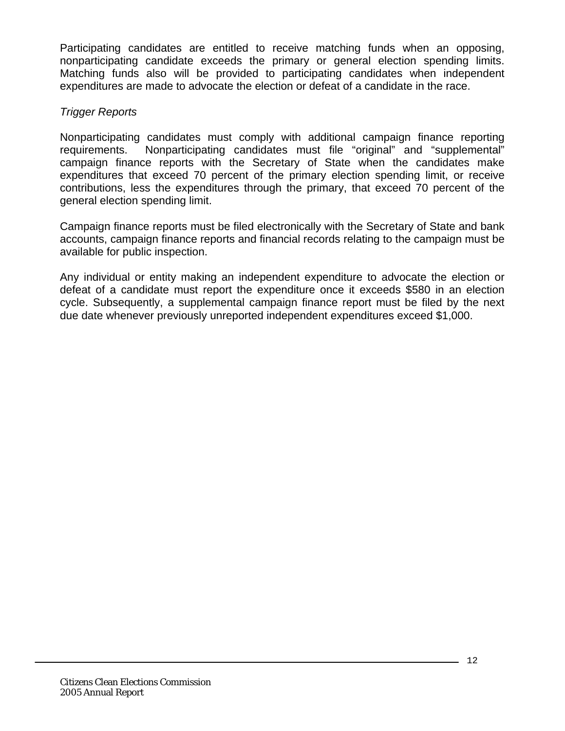Participating candidates are entitled to receive matching funds when an opposing, nonparticipating candidate exceeds the primary or general election spending limits. Matching funds also will be provided to participating candidates when independent expenditures are made to advocate the election or defeat of a candidate in the race.

*Trigger Reports*

Nonparticipating candidates must comply with additional campaign finance reporting requirements. Nonparticipating candidates must file "original" and "supplemental" campaign finance reports with the Secretary of State when the candidates make expenditures that exceed 70 percent of the primary election spending limit, or receive contributions, less the expenditures through the primary, that exceed 70 percent of the general election spending limit.

Campaign finance reports must be filed electronically with the Secretary of State and bank accounts, campaign finance reports and financial records relating to the campaign must be available for public inspection.

Any individual or entity making an independent expenditure to advocate the election or defeat of a candidate must report the expenditure once it exceeds $580 in an election cycle. Subsequently, a supplemental campaign finance report must be filed by the next due date whenever previously unreported independent expenditures exceed $1,000.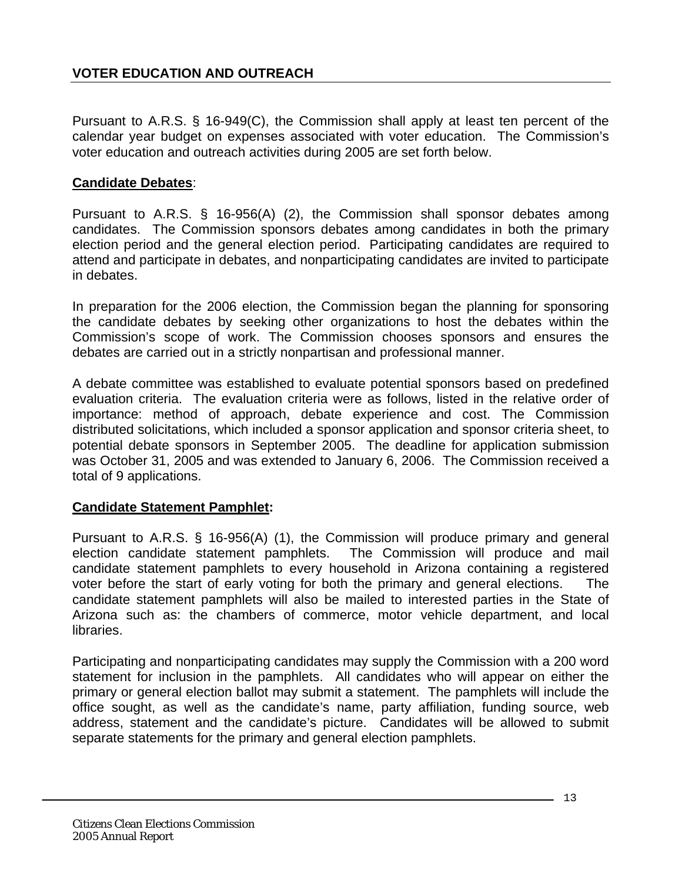## VOTER EDUCATION AND OUTREACH

Pursuant to A.R.S. § 16-949(C), the Commission shall apply at least ten percent of the calendar year budget on expenses associated with voter education. The Commission's voter education and outreach activities during 2005 are set forth below.

**Candidate Debates**:

Pursuant to A.R.S. § 16-956(A) (2), the Commission shall sponsor debates among candidates. The Commission sponsors debates among candidates in both the primary election period and the general election period. Participating candidates are required to attend and participate in debates, and nonparticipating candidates are invited to participate in debates.

In preparation for the 2006 election, the Commission began the planning for sponsoring the candidate debates by seeking other organizations to host the debates within the Commission's scope of work. The Commission chooses sponsors and ensures the debates are carried out in a strictly nonpartisan and professional manner.

A debate committee was established to evaluate potential sponsors based on predefined evaluation criteria. The evaluation criteria were as follows, listed in the relative order of importance: method of approach, debate experience and cost. The Commission distributed solicitations, which included a sponsor application and sponsor criteria sheet, to potential debate sponsors in September 2005. The deadline for application submission was October 31, 2005 and was extended to January 6, 2006. The Commission received a total of 9 applications.

**Candidate Statement Pamphlet:**

Pursuant to A.R.S. § 16-956(A) (1), the Commission will produce primary and general election candidate statement pamphlets. The Commission will produce and mail candidate statement pamphlets to every household in Arizona containing a registered voter before the start of early voting for both the primary and general elections. The candidate statement pamphlets will also be mailed to interested parties in the State of Arizona such as: the chambers of commerce, motor vehicle department, and local libraries.

Participating and nonparticipating candidates may supply the Commission with a 200 word statement for inclusion in the pamphlets. All candidates who will appear on either the primary or general election ballot may submit a statement. The pamphlets will include the office sought, as well as the candidate's name, party affiliation, funding source, web address, statement and the candidate's picture. Candidates will be allowed to submit separate statements for the primary and general election pamphlets.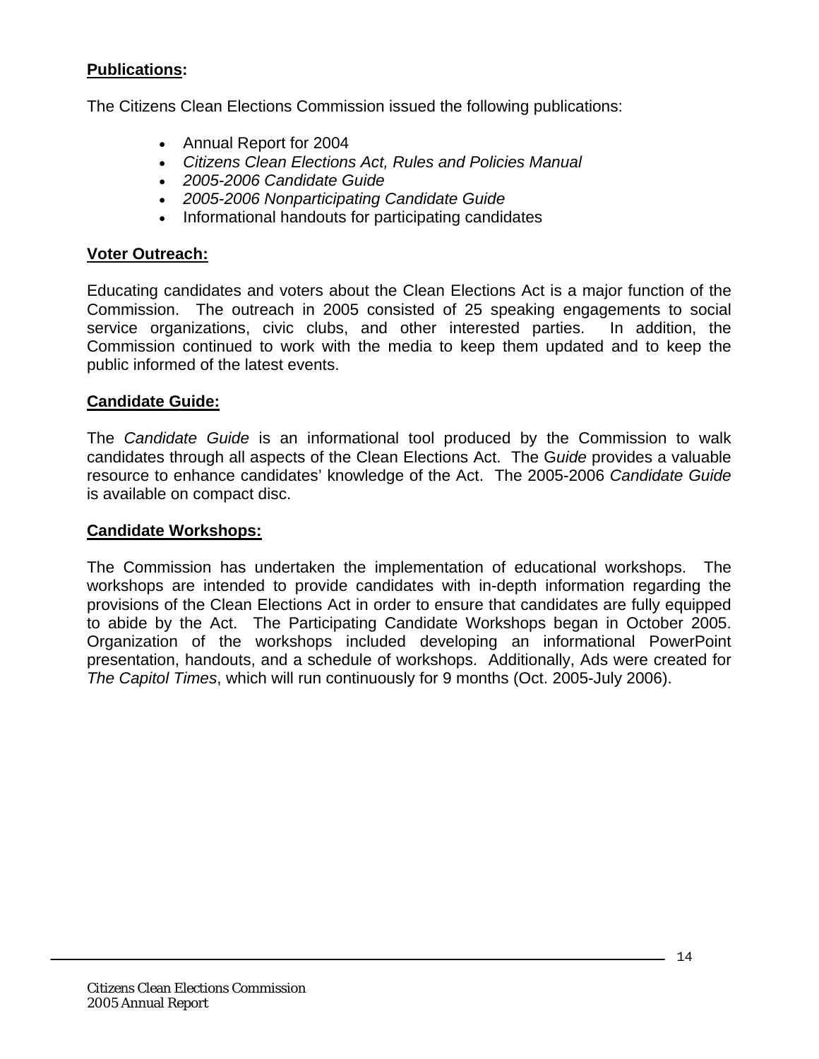**Publications:**

The Citizens Clean Elections Commission issued the following publications:

- Annual Report for 2004
- *Citizens Clean Elections Act, Rules and Policies Manual*
- *2005-2006 Candidate Guide*
- *2005-2006 Nonparticipating Candidate Guide*
- Informational handouts for participating candidates

**Voter Outreach:**

Educating candidates and voters about the Clean Elections Act is a major function of the Commission. The outreach in 2005 consisted of 25 speaking engagements to social service organizations, civic clubs, and other interested parties. In addition, the Commission continued to work with the media to keep them updated and to keep the public informed of the latest events.

**Candidate Guide:**

The *Candidate Guide* is an informational tool produced by the Commission to walk candidates through all aspects of the Clean Elections Act. The G*uide* provides a valuable resource to enhance candidates' knowledge of the Act. The 2005-2006 *Candidate Guide* is available on compact disc.

**Candidate Workshops:**

The Commission has undertaken the implementation of educational workshops. The workshops are intended to provide candidates with in-depth information regarding the provisions of the Clean Elections Act in order to ensure that candidates are fully equipped to abide by the Act. The Participating Candidate Workshops began in October 2005. Organization of the workshops included developing an informational PowerPoint presentation, handouts, and a schedule of workshops. Additionally, Ads were created for *The Capitol Times*, which will run continuously for 9 months (Oct. 2005-July 2006).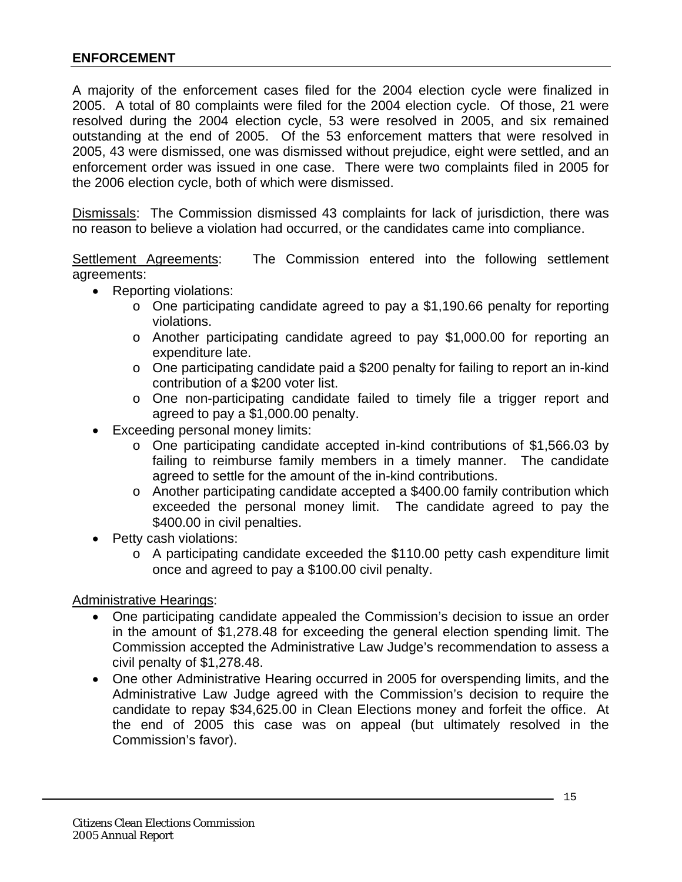## ENFORCEMENT

A majority of the enforcement cases filed for the 2004 election cycle were finalized in 2005. A total of 80 complaints were filed for the 2004 election cycle. Of those, 21 were resolved during the 2004 election cycle, 53 were resolved in 2005, and six remained outstanding at the end of 2005. Of the 53 enforcement matters that were resolved in 2005, 43 were dismissed, one was dismissed without prejudice, eight were settled, and an enforcement order was issued in one case. There were two complaints filed in 2005 for the 2006 election cycle, both of which were dismissed.

<u>Dismissals</u>: The Commission dismissed 43 complaints for lack of jurisdiction, there was no reason to believe a violation had occurred, or the candidates came into compliance.

<u>Settlement Agreements</u>: The Commission entered into the following settlement agreements:

- Reporting violations:
  - One participating candidate agreed to pay a $1,190.66 penalty for reporting violations.
  - Another participating candidate agreed to pay $1,000.00 for reporting an expenditure late.
  - One participating candidate paid a $200 penalty for failing to report an in-kind contribution of a $200 voter list.
  - One non-participating candidate failed to timely file a trigger report and agreed to pay a $1,000.00 penalty.
- Exceeding personal money limits:
  - One participating candidate accepted in-kind contributions of $1,566.03 by failing to reimburse family members in a timely manner. The candidate agreed to settle for the amount of the in-kind contributions.
  - Another participating candidate accepted a $400.00 family contribution which exceeded the personal money limit. The candidate agreed to pay the $400.00 in civil penalties.
- Petty cash violations:
  - A participating candidate exceeded the $110.00 petty cash expenditure limit once and agreed to pay a $100.00 civil penalty.

<u>Administrative Hearings</u>:

- One participating candidate appealed the Commission's decision to issue an order in the amount of $1,278.48 for exceeding the general election spending limit. The Commission accepted the Administrative Law Judge's recommendation to assess a civil penalty of $1,278.48.
- One other Administrative Hearing occurred in 2005 for overspending limits, and the Administrative Law Judge agreed with the Commission's decision to require the candidate to repay $34,625.00 in Clean Elections money and forfeit the office. At the end of 2005 this case was on appeal (but ultimately resolved in the Commission's favor).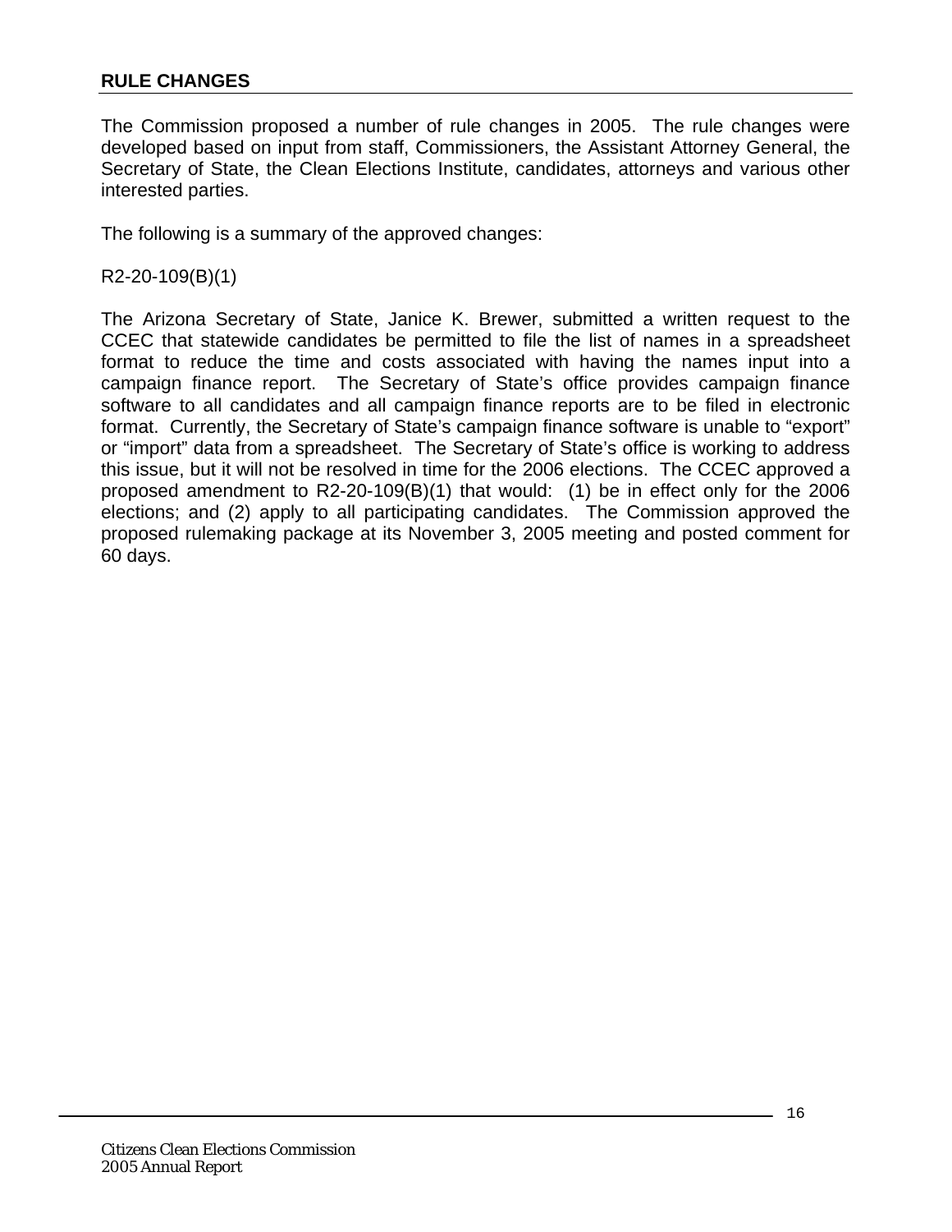## RULE CHANGES

The Commission proposed a number of rule changes in 2005. The rule changes were developed based on input from staff, Commissioners, the Assistant Attorney General, the Secretary of State, the Clean Elections Institute, candidates, attorneys and various other interested parties.

The following is a summary of the approved changes:

R2-20-109(B)(1)

The Arizona Secretary of State, Janice K. Brewer, submitted a written request to the CCEC that statewide candidates be permitted to file the list of names in a spreadsheet format to reduce the time and costs associated with having the names input into a campaign finance report. The Secretary of State's office provides campaign finance software to all candidates and all campaign finance reports are to be filed in electronic format. Currently, the Secretary of State's campaign finance software is unable to "export" or "import" data from a spreadsheet. The Secretary of State's office is working to address this issue, but it will not be resolved in time for the 2006 elections. The CCEC approved a proposed amendment to R2-20-109(B)(1) that would: (1) be in effect only for the 2006 elections; and (2) apply to all participating candidates. The Commission approved the proposed rulemaking package at its November 3, 2005 meeting and posted comment for 60 days.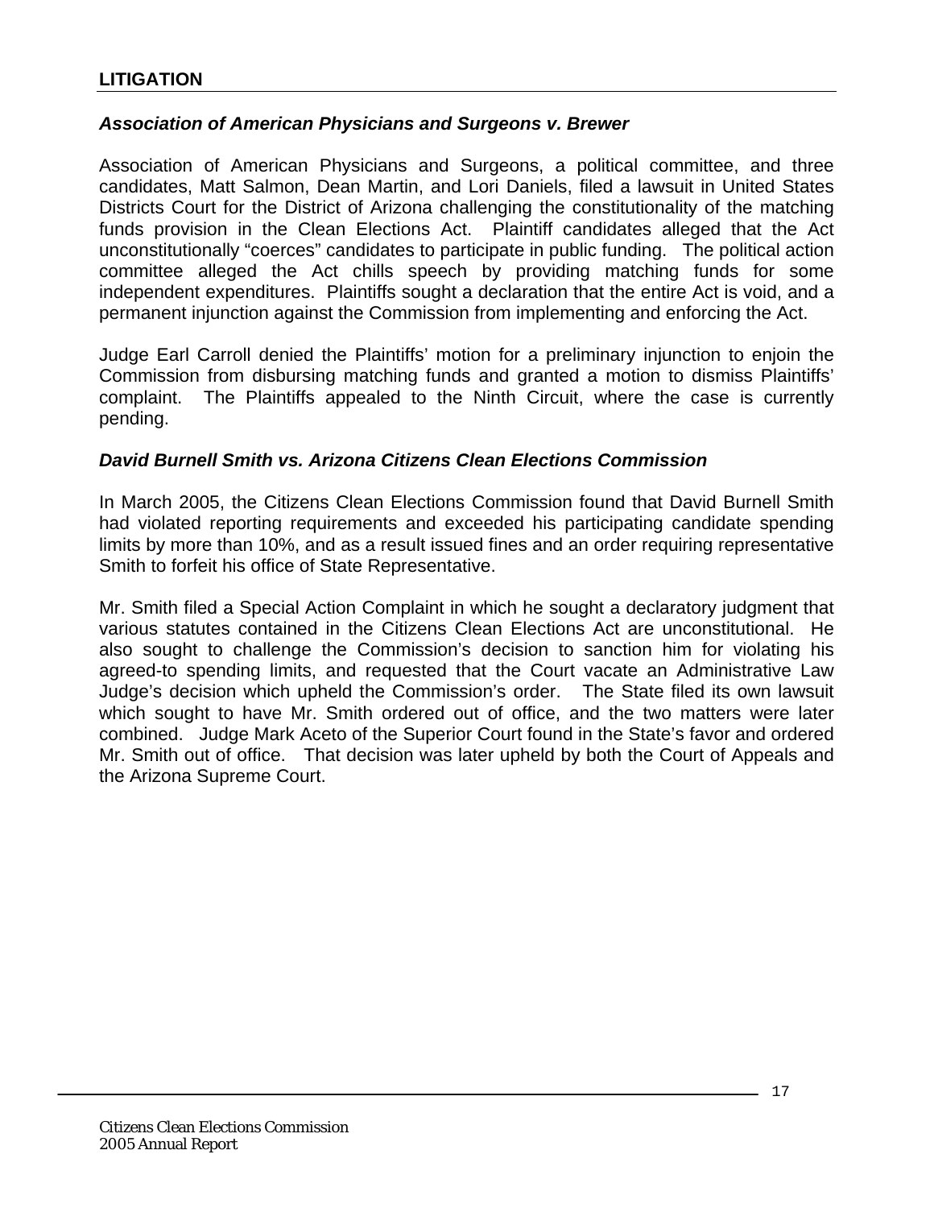## LITIGATION

### *Association of American Physicians and Surgeons v. Brewer*

Association of American Physicians and Surgeons, a political committee, and three candidates, Matt Salmon, Dean Martin, and Lori Daniels, filed a lawsuit in United States Districts Court for the District of Arizona challenging the constitutionality of the matching funds provision in the Clean Elections Act. Plaintiff candidates alleged that the Act unconstitutionally "coerces" candidates to participate in public funding. The political action committee alleged the Act chills speech by providing matching funds for some independent expenditures. Plaintiffs sought a declaration that the entire Act is void, and a permanent injunction against the Commission from implementing and enforcing the Act.

Judge Earl Carroll denied the Plaintiffs' motion for a preliminary injunction to enjoin the Commission from disbursing matching funds and granted a motion to dismiss Plaintiffs' complaint. The Plaintiffs appealed to the Ninth Circuit, where the case is currently pending.

### *David Burnell Smith vs. Arizona Citizens Clean Elections Commission*

In March 2005, the Citizens Clean Elections Commission found that David Burnell Smith had violated reporting requirements and exceeded his participating candidate spending limits by more than 10%, and as a result issued fines and an order requiring representative Smith to forfeit his office of State Representative.

Mr. Smith filed a Special Action Complaint in which he sought a declaratory judgment that various statutes contained in the Citizens Clean Elections Act are unconstitutional. He also sought to challenge the Commission's decision to sanction him for violating his agreed-to spending limits, and requested that the Court vacate an Administrative Law Judge's decision which upheld the Commission's order. The State filed its own lawsuit which sought to have Mr. Smith ordered out of office, and the two matters were later combined. Judge Mark Aceto of the Superior Court found in the State's favor and ordered Mr. Smith out of office. That decision was later upheld by both the Court of Appeals and the Arizona Supreme Court.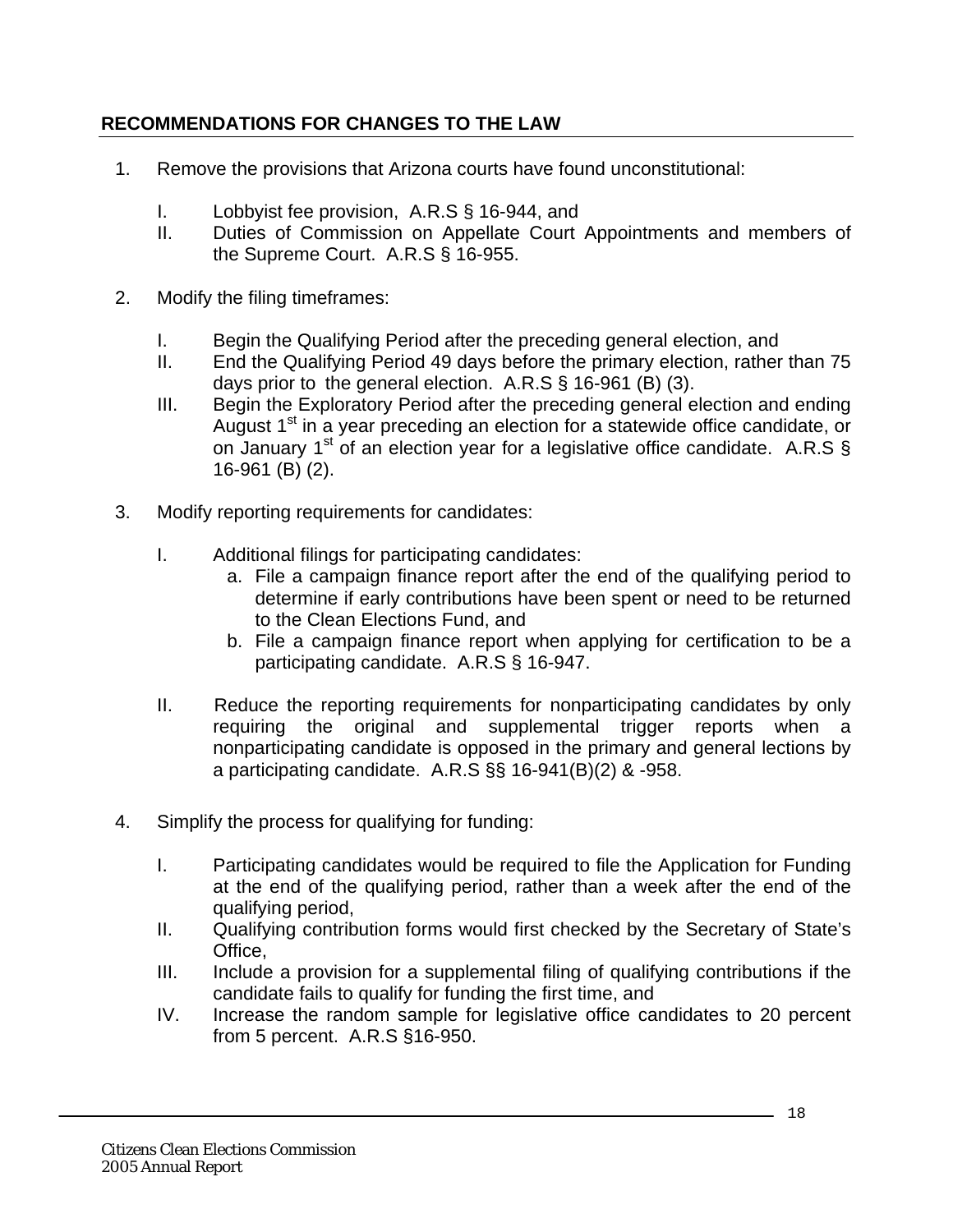## RECOMMENDATIONS FOR CHANGES TO THE LAW

1. Remove the provisions that Arizona courts have found unconstitutional:

   I. Lobbyist fee provision, A.R.S § 16-944, and
   II. Duties of Commission on Appellate Court Appointments and members of the Supreme Court. A.R.S § 16-955.

2. Modify the filing timeframes:

   I. Begin the Qualifying Period after the preceding general election, and
   II. End the Qualifying Period 49 days before the primary election, rather than 75 days prior to the general election. A.R.S § 16-961 (B) (3).
   III. Begin the Exploratory Period after the preceding general election and ending August 1st in a year preceding an election for a statewide office candidate, or on January 1st of an election year for a legislative office candidate. A.R.S § 16-961 (B) (2).

3. Modify reporting requirements for candidates:

   I. Additional filings for participating candidates:
      a. File a campaign finance report after the end of the qualifying period to determine if early contributions have been spent or need to be returned to the Clean Elections Fund, and
      b. File a campaign finance report when applying for certification to be a participating candidate. A.R.S § 16-947.

   II. Reduce the reporting requirements for nonparticipating candidates by only requiring the original and supplemental trigger reports when a nonparticipating candidate is opposed in the primary and general lections by a participating candidate. A.R.S §§ 16-941(B)(2) & -958.

4. Simplify the process for qualifying for funding:

   I. Participating candidates would be required to file the Application for Funding at the end of the qualifying period, rather than a week after the end of the qualifying period,
   II. Qualifying contribution forms would first checked by the Secretary of State's Office,
   III. Include a provision for a supplemental filing of qualifying contributions if the candidate fails to qualify for funding the first time, and
   IV. Increase the random sample for legislative office candidates to 20 percent from 5 percent. A.R.S §16-950.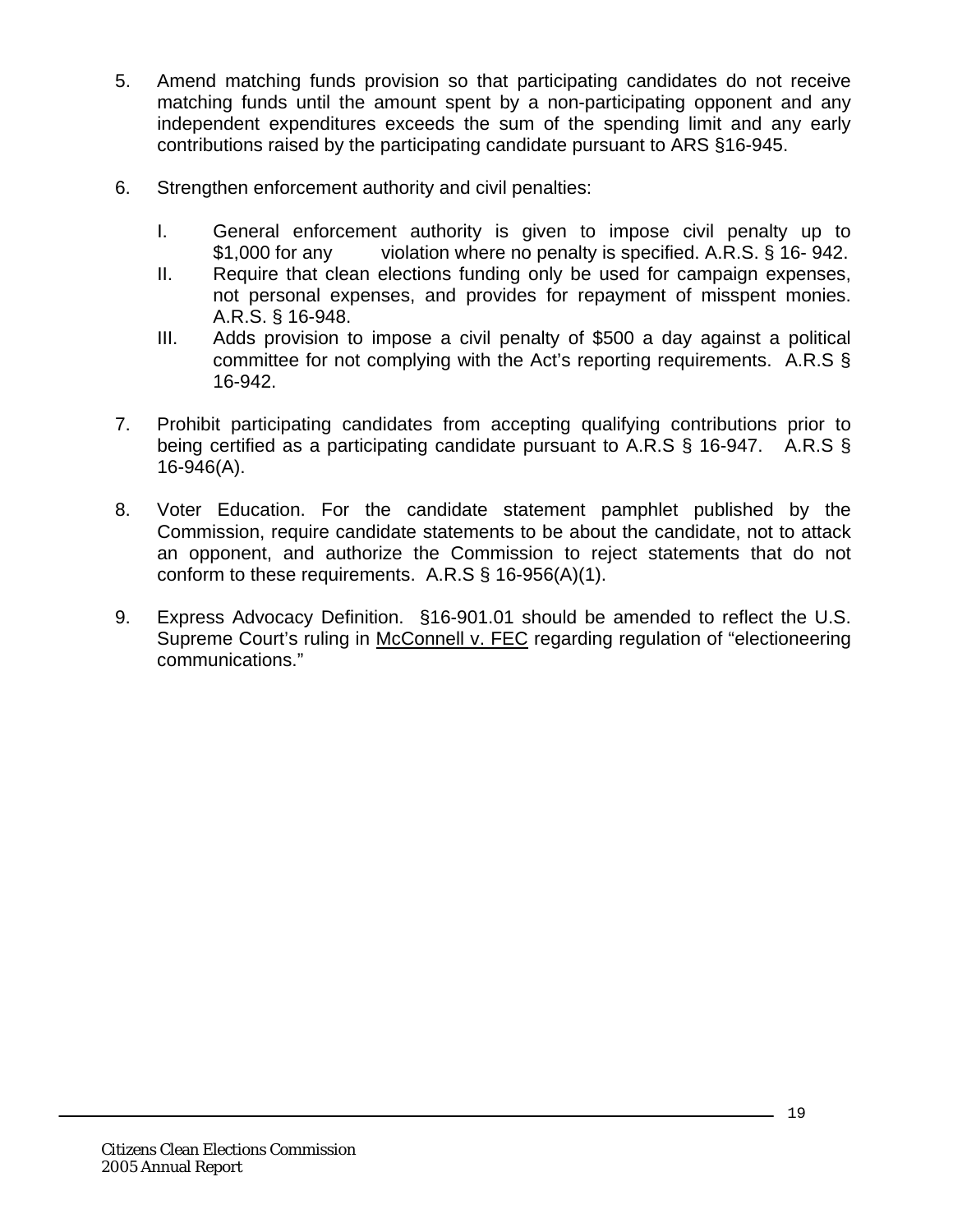5. Amend matching funds provision so that participating candidates do not receive matching funds until the amount spent by a non-participating opponent and any independent expenditures exceeds the sum of the spending limit and any early contributions raised by the participating candidate pursuant to ARS §16-945.

6. Strengthen enforcement authority and civil penalties:

   I. General enforcement authority is given to impose civil penalty up to $1,000 for any violation where no penalty is specified. A.R.S. § 16- 942.
   II. Require that clean elections funding only be used for campaign expenses, not personal expenses, and provides for repayment of misspent monies. A.R.S. § 16-948.
   III. Adds provision to impose a civil penalty of $500 a day against a political committee for not complying with the Act's reporting requirements. A.R.S § 16-942.

7. Prohibit participating candidates from accepting qualifying contributions prior to being certified as a participating candidate pursuant to A.R.S § 16-947. A.R.S § 16-946(A).

8. Voter Education. For the candidate statement pamphlet published by the Commission, require candidate statements to be about the candidate, not to attack an opponent, and authorize the Commission to reject statements that do not conform to these requirements. A.R.S § 16-956(A)(1).

9. Express Advocacy Definition. §16-901.01 should be amended to reflect the U.S. Supreme Court's ruling in McConnell v. FEC regarding regulation of "electioneering communications."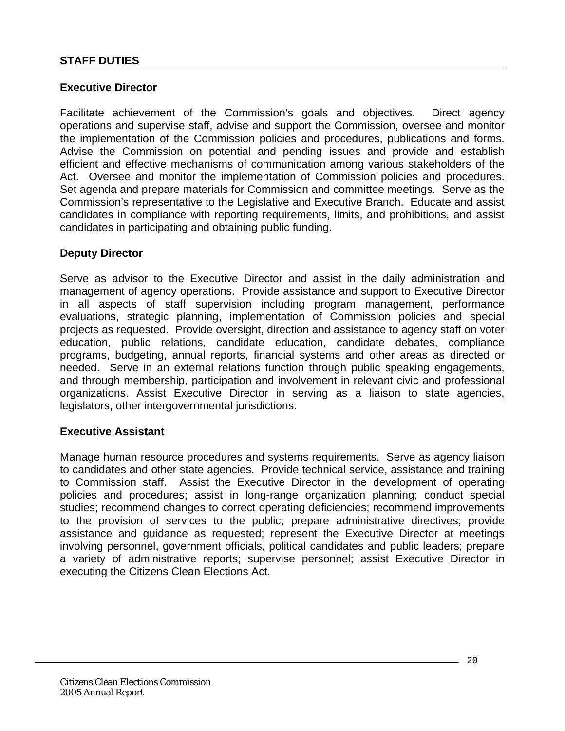## STAFF DUTIES

### Executive Director

Facilitate achievement of the Commission's goals and objectives. Direct agency operations and supervise staff, advise and support the Commission, oversee and monitor the implementation of the Commission policies and procedures, publications and forms. Advise the Commission on potential and pending issues and provide and establish efficient and effective mechanisms of communication among various stakeholders of the Act. Oversee and monitor the implementation of Commission policies and procedures. Set agenda and prepare materials for Commission and committee meetings. Serve as the Commission's representative to the Legislative and Executive Branch. Educate and assist candidates in compliance with reporting requirements, limits, and prohibitions, and assist candidates in participating and obtaining public funding.

### Deputy Director

Serve as advisor to the Executive Director and assist in the daily administration and management of agency operations. Provide assistance and support to Executive Director in all aspects of staff supervision including program management, performance evaluations, strategic planning, implementation of Commission policies and special projects as requested. Provide oversight, direction and assistance to agency staff on voter education, public relations, candidate education, candidate debates, compliance programs, budgeting, annual reports, financial systems and other areas as directed or needed. Serve in an external relations function through public speaking engagements, and through membership, participation and involvement in relevant civic and professional organizations. Assist Executive Director in serving as a liaison to state agencies, legislators, other intergovernmental jurisdictions.

### Executive Assistant

Manage human resource procedures and systems requirements. Serve as agency liaison to candidates and other state agencies. Provide technical service, assistance and training to Commission staff. Assist the Executive Director in the development of operating policies and procedures; assist in long-range organization planning; conduct special studies; recommend changes to correct operating deficiencies; recommend improvements to the provision of services to the public; prepare administrative directives; provide assistance and guidance as requested; represent the Executive Director at meetings involving personnel, government officials, political candidates and public leaders; prepare a variety of administrative reports; supervise personnel; assist Executive Director in executing the Citizens Clean Elections Act.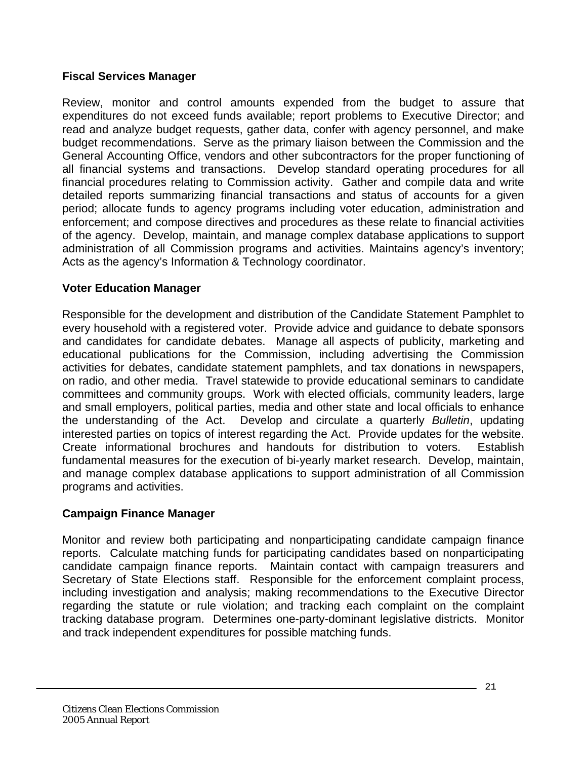**Fiscal Services Manager**

Review, monitor and control amounts expended from the budget to assure that expenditures do not exceed funds available; report problems to Executive Director; and read and analyze budget requests, gather data, confer with agency personnel, and make budget recommendations. Serve as the primary liaison between the Commission and the General Accounting Office, vendors and other subcontractors for the proper functioning of all financial systems and transactions. Develop standard operating procedures for all financial procedures relating to Commission activity. Gather and compile data and write detailed reports summarizing financial transactions and status of accounts for a given period; allocate funds to agency programs including voter education, administration and enforcement; and compose directives and procedures as these relate to financial activities of the agency. Develop, maintain, and manage complex database applications to support administration of all Commission programs and activities. Maintains agency's inventory; Acts as the agency's Information & Technology coordinator.

**Voter Education Manager**

Responsible for the development and distribution of the Candidate Statement Pamphlet to every household with a registered voter. Provide advice and guidance to debate sponsors and candidates for candidate debates. Manage all aspects of publicity, marketing and educational publications for the Commission, including advertising the Commission activities for debates, candidate statement pamphlets, and tax donations in newspapers, on radio, and other media. Travel statewide to provide educational seminars to candidate committees and community groups. Work with elected officials, community leaders, large and small employers, political parties, media and other state and local officials to enhance the understanding of the Act. Develop and circulate a quarterly *Bulletin*, updating interested parties on topics of interest regarding the Act. Provide updates for the website. Create informational brochures and handouts for distribution to voters. Establish fundamental measures for the execution of bi-yearly market research. Develop, maintain, and manage complex database applications to support administration of all Commission programs and activities.

**Campaign Finance Manager**

Monitor and review both participating and nonparticipating candidate campaign finance reports. Calculate matching funds for participating candidates based on nonparticipating candidate campaign finance reports. Maintain contact with campaign treasurers and Secretary of State Elections staff. Responsible for the enforcement complaint process, including investigation and analysis; making recommendations to the Executive Director regarding the statute or rule violation; and tracking each complaint on the complaint tracking database program. Determines one-party-dominant legislative districts. Monitor and track independent expenditures for possible matching funds.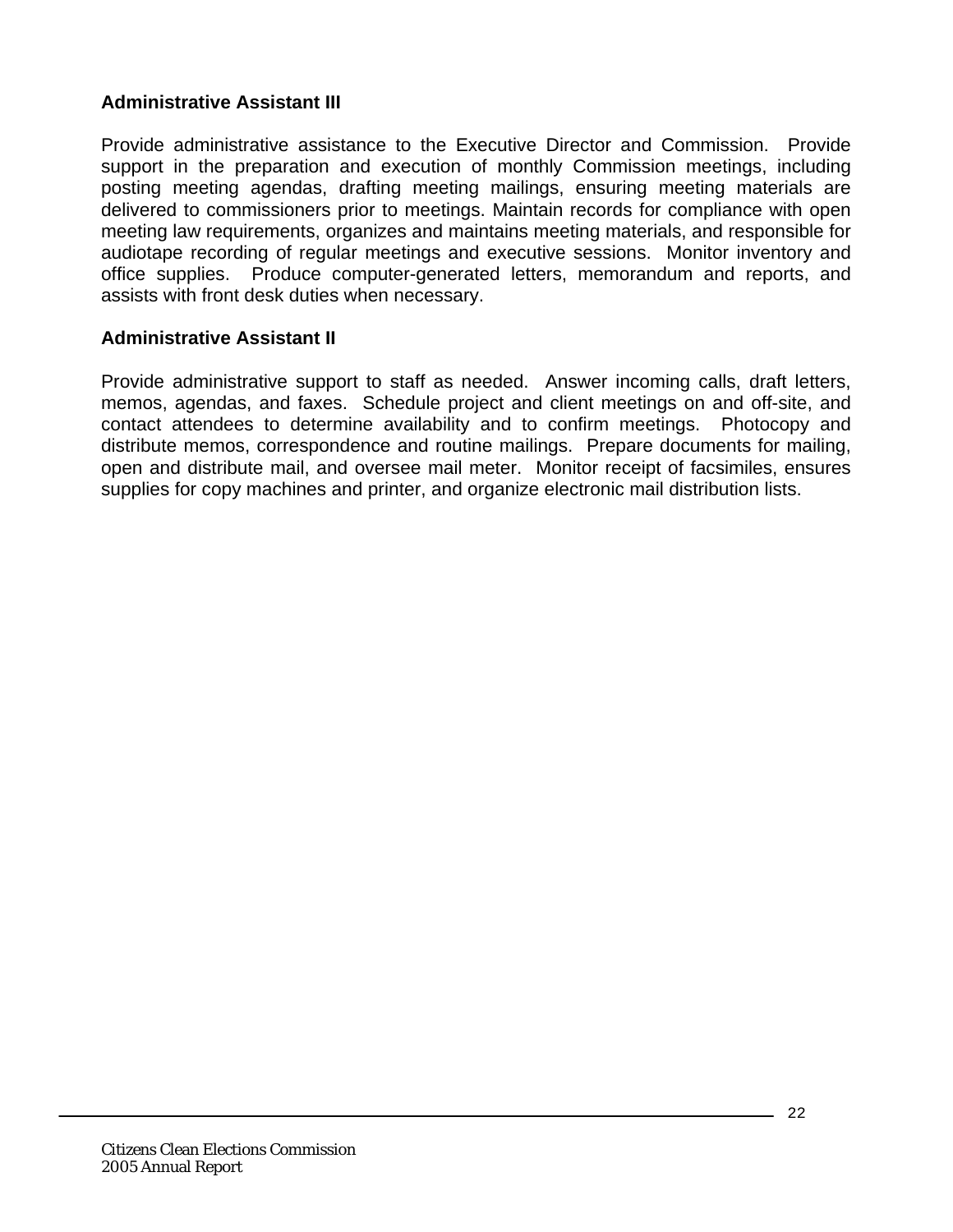**Administrative Assistant III**

Provide administrative assistance to the Executive Director and Commission. Provide support in the preparation and execution of monthly Commission meetings, including posting meeting agendas, drafting meeting mailings, ensuring meeting materials are delivered to commissioners prior to meetings. Maintain records for compliance with open meeting law requirements, organizes and maintains meeting materials, and responsible for audiotape recording of regular meetings and executive sessions. Monitor inventory and office supplies. Produce computer-generated letters, memorandum and reports, and assists with front desk duties when necessary.

**Administrative Assistant II**

Provide administrative support to staff as needed. Answer incoming calls, draft letters, memos, agendas, and faxes. Schedule project and client meetings on and off-site, and contact attendees to determine availability and to confirm meetings. Photocopy and distribute memos, correspondence and routine mailings. Prepare documents for mailing, open and distribute mail, and oversee mail meter. Monitor receipt of facsimiles, ensures supplies for copy machines and printer, and organize electronic mail distribution lists.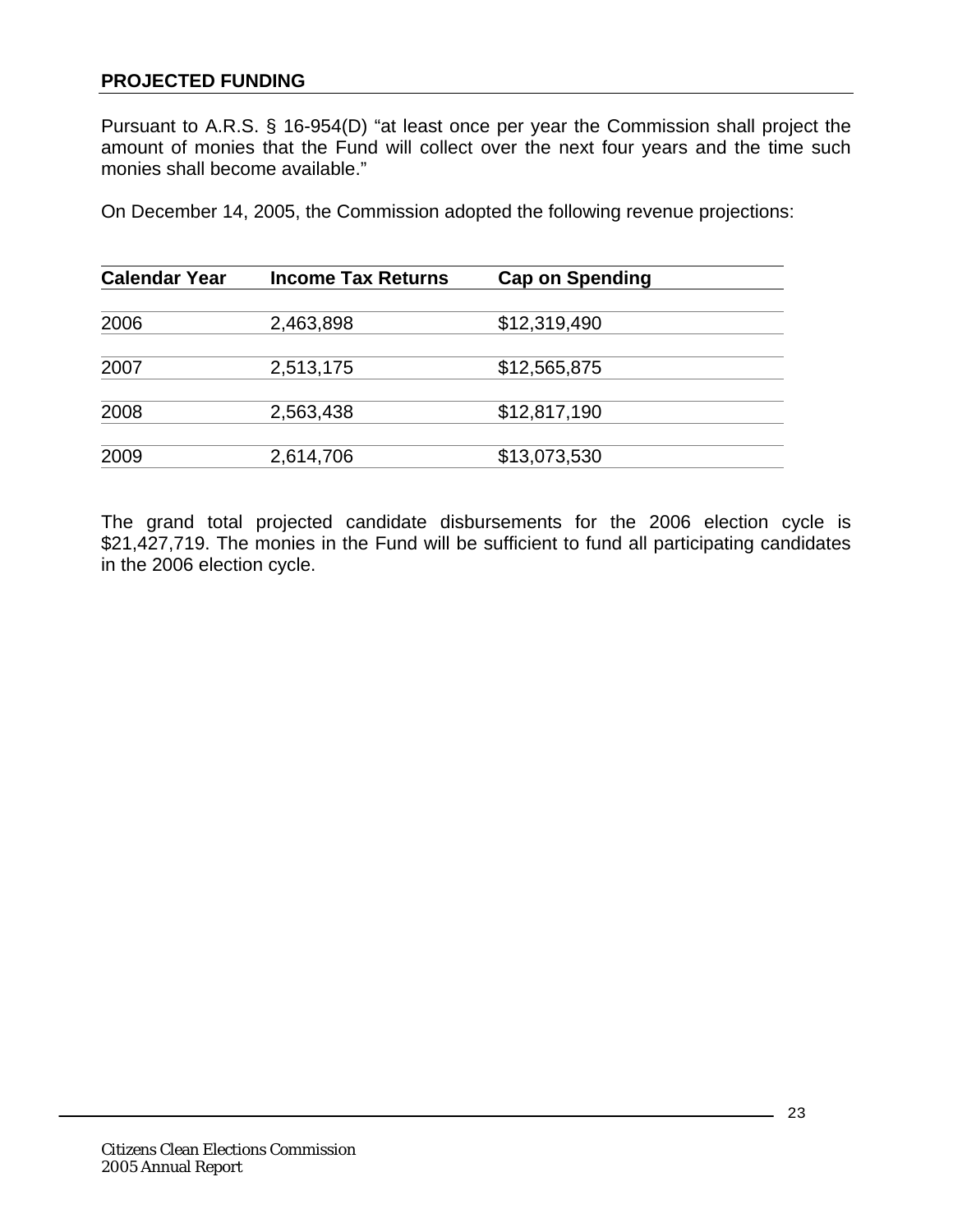## PROJECTED FUNDING

Pursuant to A.R.S. § 16-954(D) "at least once per year the Commission shall project the amount of monies that the Fund will collect over the next four years and the time such monies shall become available."

On December 14, 2005, the Commission adopted the following revenue projections:

| Calendar Year | Income Tax Returns | Cap on Spending |
|---|---|---|
| 2006 | 2,463,898 | $12,319,490 |
| 2007 | 2,513,175 | $12,565,875 |
| 2008 | 2,563,438 | $12,817,190 |
| 2009 | 2,614,706 | $13,073,530 |

The grand total projected candidate disbursements for the 2006 election cycle is $21,427,719. The monies in the Fund will be sufficient to fund all participating candidates in the 2006 election cycle.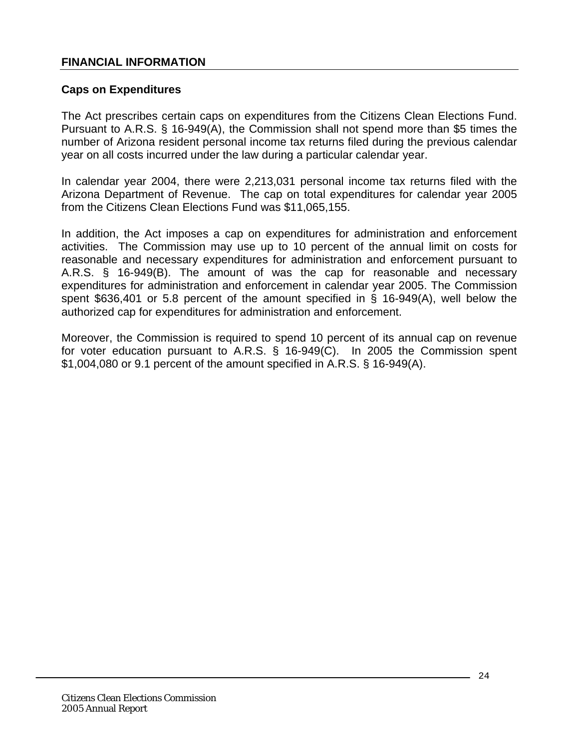## FINANCIAL INFORMATION

### Caps on Expenditures

The Act prescribes certain caps on expenditures from the Citizens Clean Elections Fund. Pursuant to A.R.S. § 16-949(A), the Commission shall not spend more than $5 times the number of Arizona resident personal income tax returns filed during the previous calendar year on all costs incurred under the law during a particular calendar year.

In calendar year 2004, there were 2,213,031 personal income tax returns filed with the Arizona Department of Revenue. The cap on total expenditures for calendar year 2005 from the Citizens Clean Elections Fund was $11,065,155.

In addition, the Act imposes a cap on expenditures for administration and enforcement activities. The Commission may use up to 10 percent of the annual limit on costs for reasonable and necessary expenditures for administration and enforcement pursuant to A.R.S. § 16-949(B). The amount of was the cap for reasonable and necessary expenditures for administration and enforcement in calendar year 2005. The Commission spent $636,401 or 5.8 percent of the amount specified in § 16-949(A), well below the authorized cap for expenditures for administration and enforcement.

Moreover, the Commission is required to spend 10 percent of its annual cap on revenue for voter education pursuant to A.R.S. § 16-949(C). In 2005 the Commission spent $1,004,080 or 9.1 percent of the amount specified in A.R.S. § 16-949(A).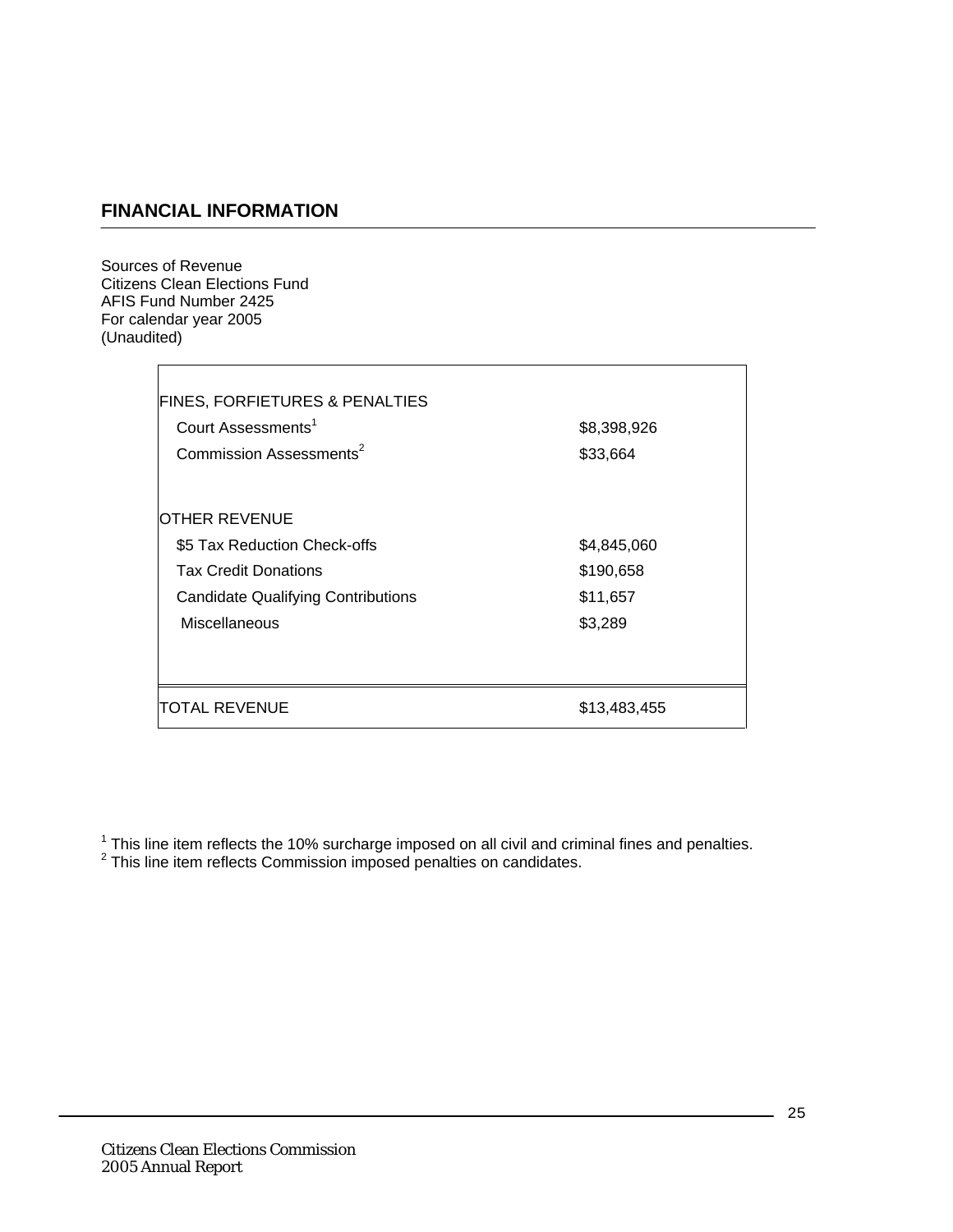## FINANCIAL INFORMATION

Sources of Revenue
Citizens Clean Elections Fund
AFIS Fund Number 2425
For calendar year 2005
(Unaudited)

| | |
|---|---|
| FINES, FORFIETURES & PENALTIES | |
| Court Assessments[1] | $8,398,926 |
| Commission Assessments[2] | $33,664 |
| | |
| OTHER REVENUE | |
| $5 Tax Reduction Check-offs | $4,845,060 |
| Tax Credit Donations | $190,658 |
| Candidate Qualifying Contributions | $11,657 |
| Miscellaneous | $3,289 |
| | |
| TOTAL REVENUE | $13,483,455 |

[1] This line item reflects the 10% surcharge imposed on all civil and criminal fines and penalties.
[2] This line item reflects Commission imposed penalties on candidates.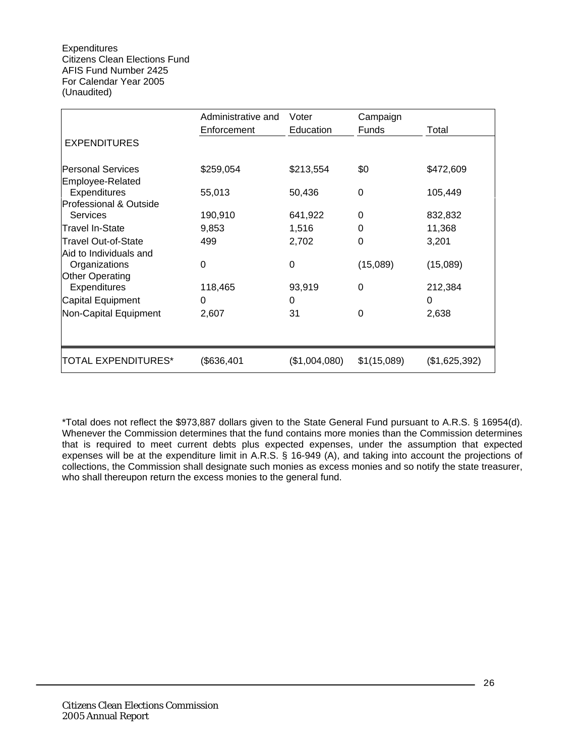Expenditures
Citizens Clean Elections Fund
AFIS Fund Number 2425
For Calendar Year 2005
(Unaudited)

| EXPENDITURES | Administrative and Enforcement | Voter Education | Campaign Funds | Total |
|---|---|---|---|---|
| Personal Services | $259,054 | $213,554 | $0 | $472,609 |
| Employee-Related Expenditures | 55,013 | 50,436 | 0 | 105,449 |
| Professional & Outside Services | 190,910 | 641,922 | 0 | 832,832 |
| Travel In-State | 9,853 | 1,516 | 0 | 11,368 |
| Travel Out-of-State | 499 | 2,702 | 0 | 3,201 |
| Aid to Individuals and Organizations | 0 | 0 | (15,089) | (15,089) |
| Other Operating Expenditures | 118,465 | 93,919 | 0 | 212,384 |
| Capital Equipment | 0 | 0 | | 0 |
| Non-Capital Equipment | 2,607 | 31 | 0 | 2,638 |
| TOTAL EXPENDITURES* | ($636,401 | ($1,004,080) | $1(15,089) | ($1,625,392) |

*Total does not reflect the $973,887 dollars given to the State General Fund pursuant to A.R.S. § 16954(d). Whenever the Commission determines that the fund contains more monies than the Commission determines that is required to meet current debts plus expected expenses, under the assumption that expected expenses will be at the expenditure limit in A.R.S. § 16-949 (A), and taking into account the projections of collections, the Commission shall designate such monies as excess monies and so notify the state treasurer, who shall thereupon return the excess monies to the general fund.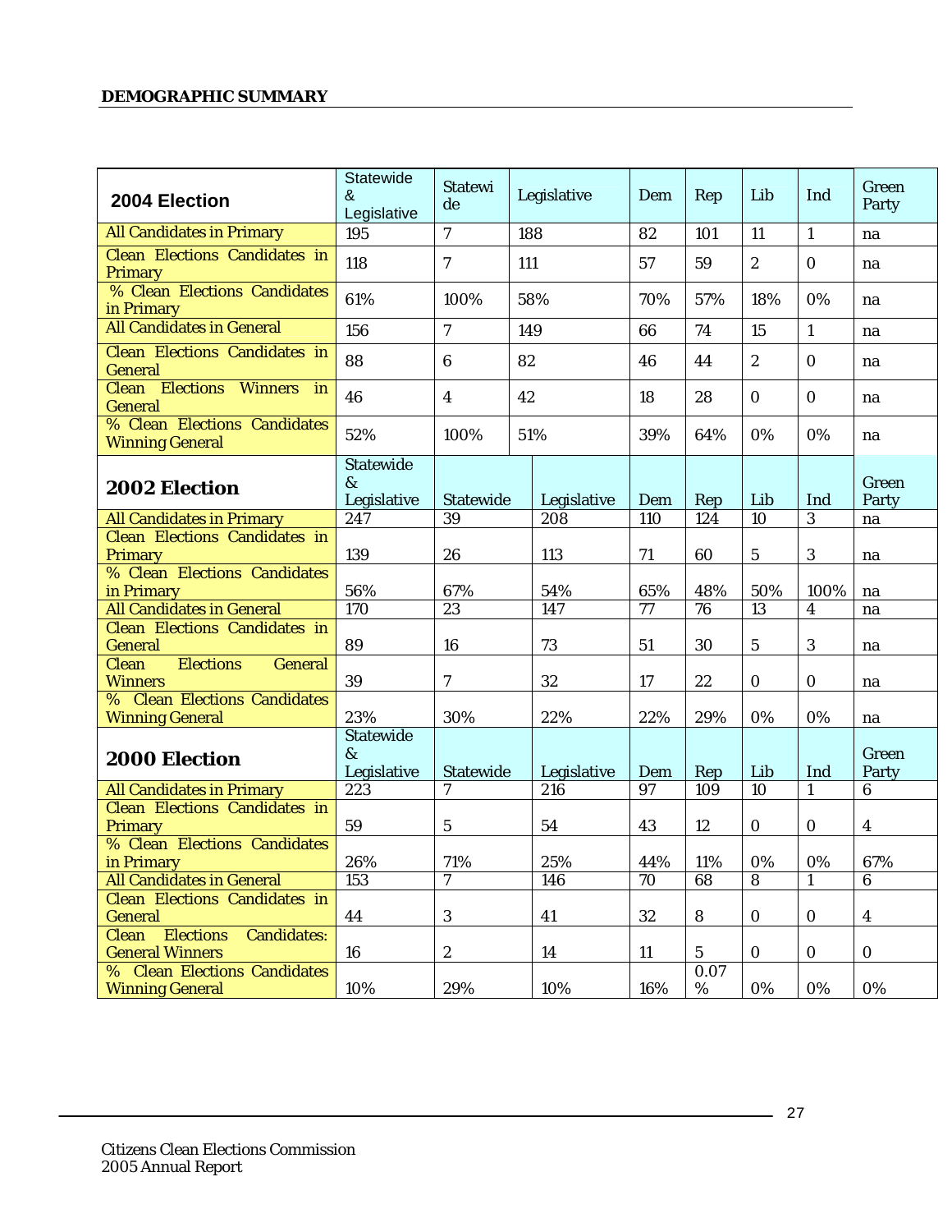**DEMOGRAPHIC SUMMARY**

| 2004 Election | Statewide & Legislative | Statewide | Legislative | Dem | Rep | Lib | Ind | Green Party |
|---|---|---|---|---|---|---|---|---|
| All Candidates in Primary | 195 | 7 | 188 | 82 | 101 | 11 | 1 | na |
| Clean Elections Candidates in Primary | 118 | 7 | 111 | 57 | 59 | 2 | 0 | na |
| % Clean Elections Candidates in Primary | 61% | 100% | 58% | 70% | 57% | 18% | 0% | na |
| All Candidates in General | 156 | 7 | 149 | 66 | 74 | 15 | 1 | na |
| Clean Elections Candidates in General | 88 | 6 | 82 | 46 | 44 | 2 | 0 | na |
| Clean Elections Winners in General | 46 | 4 | 42 | 18 | 28 | 0 | 0 | na |
| % Clean Elections Candidates Winning General | 52% | 100% | 51% | 39% | 64% | 0% | 0% | na |
| **2002 Election** | Statewide & Legislative | Statewide | Legislative | Dem | Rep | Lib | Ind | Green Party |
| All Candidates in Primary | 247 | 39 | 208 | 110 | 124 | 10 | 3 | na |
| Clean Elections Candidates in Primary | 139 | 26 | 113 | 71 | 60 | 5 | 3 | na |
| % Clean Elections Candidates in Primary | 56% | 67% | 54% | 65% | 48% | 50% | 100% | na |
| All Candidates in General | 170 | 23 | 147 | 77 | 76 | 13 | 4 | na |
| Clean Elections Candidates in General | 89 | 16 | 73 | 51 | 30 | 5 | 3 | na |
| Clean Elections General Winners | 39 | 7 | 32 | 17 | 22 | 0 | 0 | na |
| % Clean Elections Candidates Winning General | 23% | 30% | 22% | 22% | 29% | 0% | 0% | na |
| **2000 Election** | Statewide & Legislative | Statewide | Legislative | Dem | Rep | Lib | Ind | Green Party |
| All Candidates in Primary | 223 | 7 | 216 | 97 | 109 | 10 | 1 | 6 |
| Clean Elections Candidates in Primary | 59 | 5 | 54 | 43 | 12 | 0 | 0 | 4 |
| % Clean Elections Candidates in Primary | 26% | 71% | 25% | 44% | 11% | 0% | 0% | 67% |
| All Candidates in General | 153 | 7 | 146 | 70 | 68 | 8 | 1 | 6 |
| Clean Elections Candidates in General | 44 | 3 | 41 | 32 | 8 | 0 | 0 | 4 |
| Clean Elections Candidates: General Winners | 16 | 2 | 14 | 11 | 5 | 0 | 0 | 0 |
| % Clean Elections Candidates Winning General | 10% | 29% | 10% | 16% | 0.07 % | 0% | 0% | 0% |

Citizens Clean Elections Commission
2005 Annual Report